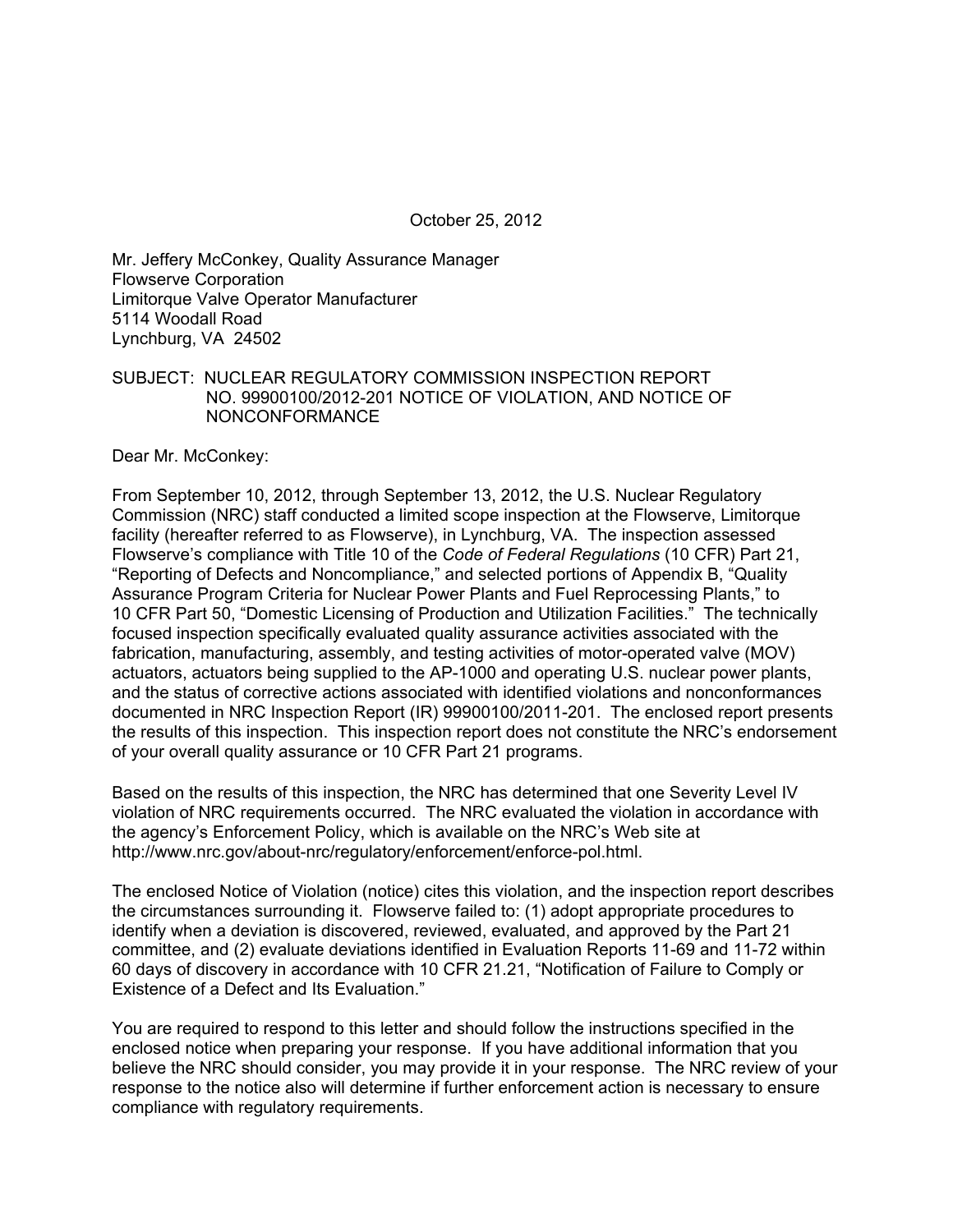October 25, 2012

Mr. Jeffery McConkey, Quality Assurance Manager
Flowserve Corporation
Limitorque Valve Operator Manufacturer
5114 Woodall Road
Lynchburg, VA 24502

SUBJECT: NUCLEAR REGULATORY COMMISSION INSPECTION REPORT NO. 99900100/2012-201 NOTICE OF VIOLATION, AND NOTICE OF NONCONFORMANCE

Dear Mr. McConkey:

From September 10, 2012, through September 13, 2012, the U.S. Nuclear Regulatory Commission (NRC) staff conducted a limited scope inspection at the Flowserve, Limitorque facility (hereafter referred to as Flowserve), in Lynchburg, VA. The inspection assessed Flowserve's compliance with Title 10 of the *Code of Federal Regulations* (10 CFR) Part 21, "Reporting of Defects and Noncompliance," and selected portions of Appendix B, "Quality Assurance Program Criteria for Nuclear Power Plants and Fuel Reprocessing Plants," to 10 CFR Part 50, "Domestic Licensing of Production and Utilization Facilities." The technically focused inspection specifically evaluated quality assurance activities associated with the fabrication, manufacturing, assembly, and testing activities of motor-operated valve (MOV) actuators, actuators being supplied to the AP-1000 and operating U.S. nuclear power plants, and the status of corrective actions associated with identified violations and nonconformances documented in NRC Inspection Report (IR) 99900100/2011-201. The enclosed report presents the results of this inspection. This inspection report does not constitute the NRC's endorsement of your overall quality assurance or 10 CFR Part 21 programs.

Based on the results of this inspection, the NRC has determined that one Severity Level IV violation of NRC requirements occurred. The NRC evaluated the violation in accordance with the agency's Enforcement Policy, which is available on the NRC's Web site at http://www.nrc.gov/about-nrc/regulatory/enforcement/enforce-pol.html.

The enclosed Notice of Violation (notice) cites this violation, and the inspection report describes the circumstances surrounding it. Flowserve failed to: (1) adopt appropriate procedures to identify when a deviation is discovered, reviewed, evaluated, and approved by the Part 21 committee, and (2) evaluate deviations identified in Evaluation Reports 11-69 and 11-72 within 60 days of discovery in accordance with 10 CFR 21.21, "Notification of Failure to Comply or Existence of a Defect and Its Evaluation."

You are required to respond to this letter and should follow the instructions specified in the enclosed notice when preparing your response. If you have additional information that you believe the NRC should consider, you may provide it in your response. The NRC review of your response to the notice also will determine if further enforcement action is necessary to ensure compliance with regulatory requirements.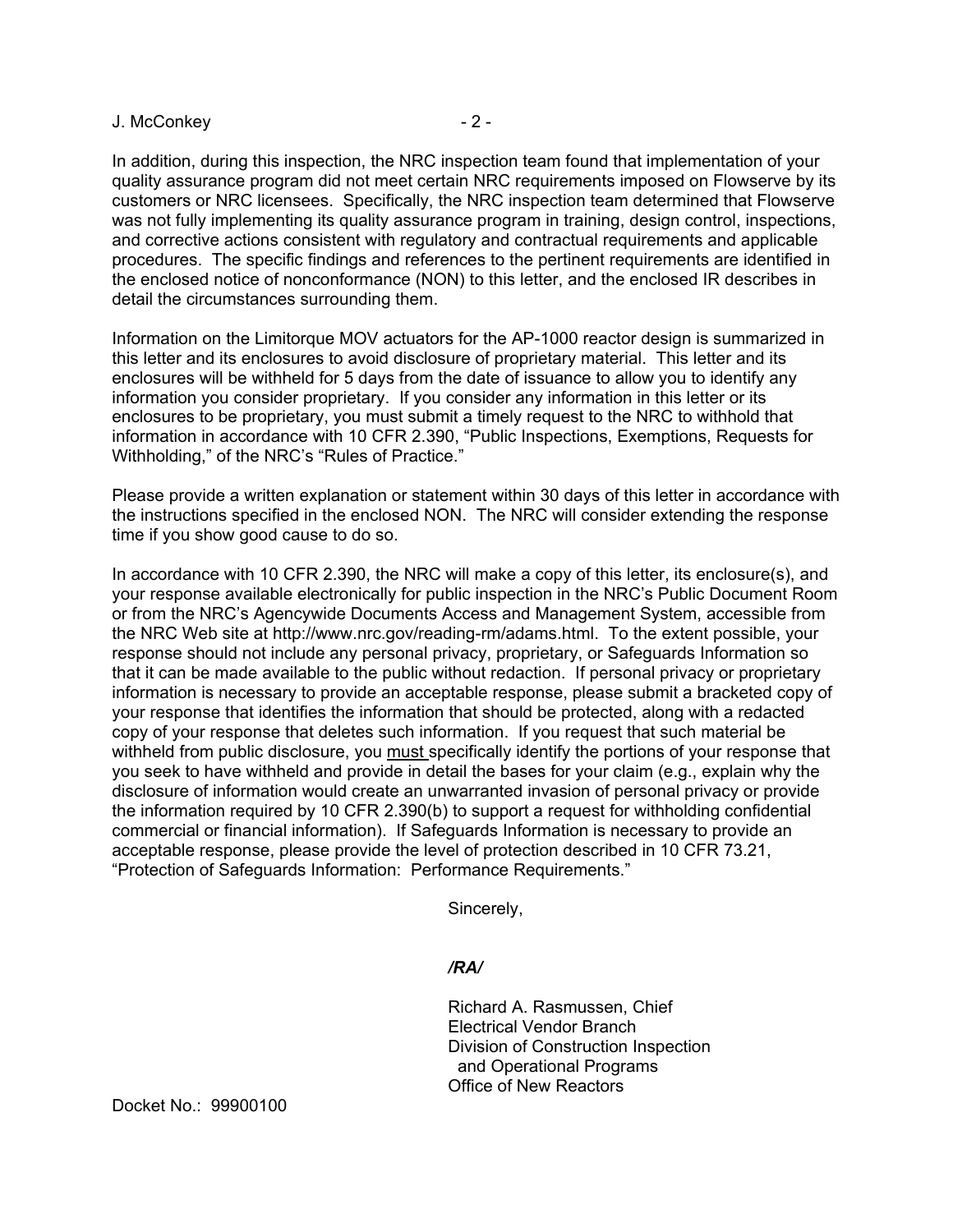In addition, during this inspection, the NRC inspection team found that implementation of your quality assurance program did not meet certain NRC requirements imposed on Flowserve by its customers or NRC licensees. Specifically, the NRC inspection team determined that Flowserve was not fully implementing its quality assurance program in training, design control, inspections, and corrective actions consistent with regulatory and contractual requirements and applicable procedures. The specific findings and references to the pertinent requirements are identified in the enclosed notice of nonconformance (NON) to this letter, and the enclosed IR describes in detail the circumstances surrounding them.

Information on the Limitorque MOV actuators for the AP-1000 reactor design is summarized in this letter and its enclosures to avoid disclosure of proprietary material. This letter and its enclosures will be withheld for 5 days from the date of issuance to allow you to identify any information you consider proprietary. If you consider any information in this letter or its enclosures to be proprietary, you must submit a timely request to the NRC to withhold that information in accordance with 10 CFR 2.390, "Public Inspections, Exemptions, Requests for Withholding," of the NRC's "Rules of Practice."

Please provide a written explanation or statement within 30 days of this letter in accordance with the instructions specified in the enclosed NON. The NRC will consider extending the response time if you show good cause to do so.

In accordance with 10 CFR 2.390, the NRC will make a copy of this letter, its enclosure(s), and your response available electronically for public inspection in the NRC's Public Document Room or from the NRC's Agencywide Documents Access and Management System, accessible from the NRC Web site at http://www.nrc.gov/reading-rm/adams.html. To the extent possible, your response should not include any personal privacy, proprietary, or Safeguards Information so that it can be made available to the public without redaction. If personal privacy or proprietary information is necessary to provide an acceptable response, please submit a bracketed copy of your response that identifies the information that should be protected, along with a redacted copy of your response that deletes such information. If you request that such material be withheld from public disclosure, you must specifically identify the portions of your response that you seek to have withheld and provide in detail the bases for your claim (e.g., explain why the disclosure of information would create an unwarranted invasion of personal privacy or provide the information required by 10 CFR 2.390(b) to support a request for withholding confidential commercial or financial information). If Safeguards Information is necessary to provide an acceptable response, please provide the level of protection described in 10 CFR 73.21, "Protection of Safeguards Information: Performance Requirements."

Sincerely,

*/RA/*

Richard A. Rasmussen, Chief
Electrical Vendor Branch
Division of Construction Inspection
and Operational Programs
Office of New Reactors

Docket No.: 99900100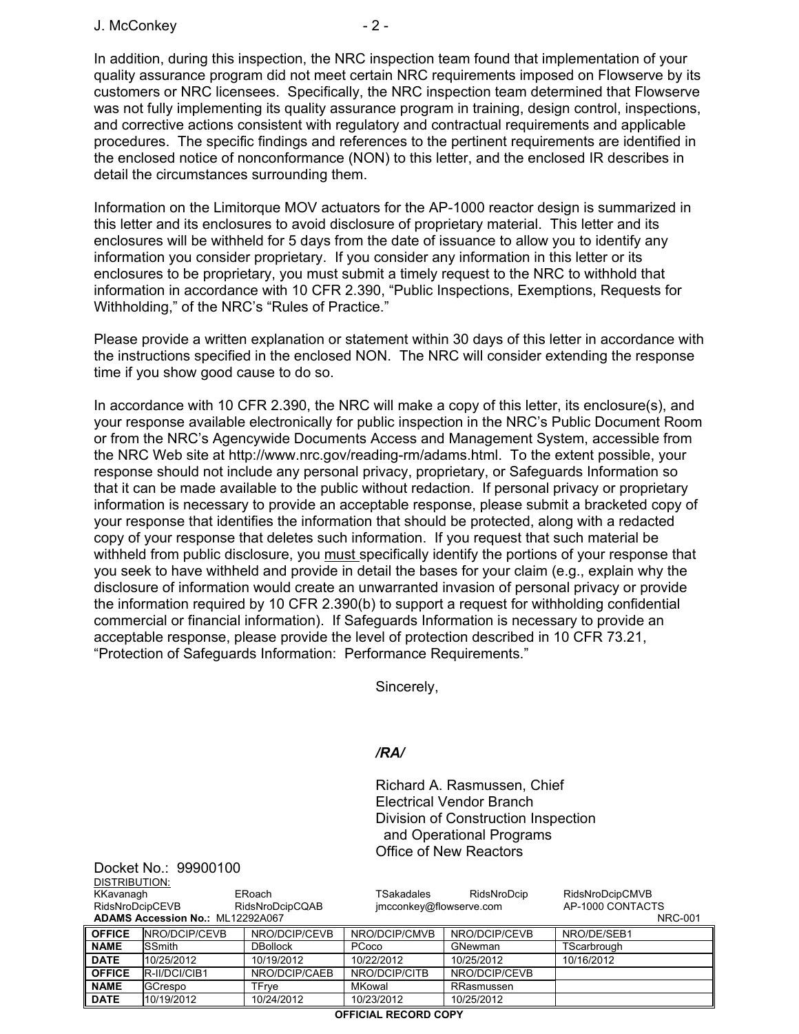In addition, during this inspection, the NRC inspection team found that implementation of your quality assurance program did not meet certain NRC requirements imposed on Flowserve by its customers or NRC licensees. Specifically, the NRC inspection team determined that Flowserve was not fully implementing its quality assurance program in training, design control, inspections, and corrective actions consistent with regulatory and contractual requirements and applicable procedures. The specific findings and references to the pertinent requirements are identified in the enclosed notice of nonconformance (NON) to this letter, and the enclosed IR describes in detail the circumstances surrounding them.

Information on the Limitorque MOV actuators for the AP-1000 reactor design is summarized in this letter and its enclosures to avoid disclosure of proprietary material. This letter and its enclosures will be withheld for 5 days from the date of issuance to allow you to identify any information you consider proprietary. If you consider any information in this letter or its enclosures to be proprietary, you must submit a timely request to the NRC to withhold that information in accordance with 10 CFR 2.390, "Public Inspections, Exemptions, Requests for Withholding," of the NRC's "Rules of Practice."

Please provide a written explanation or statement within 30 days of this letter in accordance with the instructions specified in the enclosed NON. The NRC will consider extending the response time if you show good cause to do so.

In accordance with 10 CFR 2.390, the NRC will make a copy of this letter, its enclosure(s), and your response available electronically for public inspection in the NRC's Public Document Room or from the NRC's Agencywide Documents Access and Management System, accessible from the NRC Web site at http://www.nrc.gov/reading-rm/adams.html. To the extent possible, your response should not include any personal privacy, proprietary, or Safeguards Information so that it can be made available to the public without redaction. If personal privacy or proprietary information is necessary to provide an acceptable response, please submit a bracketed copy of your response that identifies the information that should be protected, along with a redacted copy of your response that deletes such information. If you request that such material be withheld from public disclosure, you must specifically identify the portions of your response that you seek to have withheld and provide in detail the bases for your claim (e.g., explain why the disclosure of information would create an unwarranted invasion of personal privacy or provide the information required by 10 CFR 2.390(b) to support a request for withholding confidential commercial or financial information). If Safeguards Information is necessary to provide an acceptable response, please provide the level of protection described in 10 CFR 73.21, "Protection of Safeguards Information: Performance Requirements."

Sincerely,

*/RA/*

Richard A. Rasmussen, Chief
Electrical Vendor Branch
Division of Construction Inspection
and Operational Programs
Office of New Reactors

Docket No.: 99900100

DISTRIBUTION:
KKavanagh ERoach TSakadales RidsNroDcip RidsNroDcipCMVB
RidsNroDcipCEVB RidsNroDcipCQAB jmcconkey@flowserve.com AP-1000 CONTACTS

**ADAMS Accession No.:** ML12292A067 NRC-001

| **OFFICE** | NRO/DCIP/CEVB | NRO/DCIP/CEVB | NRO/DCIP/CMVB | NRO/DCIP/CEVB | NRO/DE/SEB1 |
|---|---|---|---|---|---|
| **NAME** | SSmith | DBollock | PCoco | GNewman | TScarbrough |
| **DATE** | 10/25/2012 | 10/19/2012 | 10/22/2012 | 10/25/2012 | 10/16/2012 |
| **OFFICE** | R-II/DCI/CIB1 | NRO/DCIP/CAEB | NRO/DCIP/CITB | NRO/DCIP/CEVB | |
| **NAME** | GCrespo | TFrye | MKowal | RRasmussen | |
| **DATE** | 10/19/2012 | 10/24/2012 | 10/23/2012 | 10/25/2012 | |

**OFFICIAL RECORD COPY**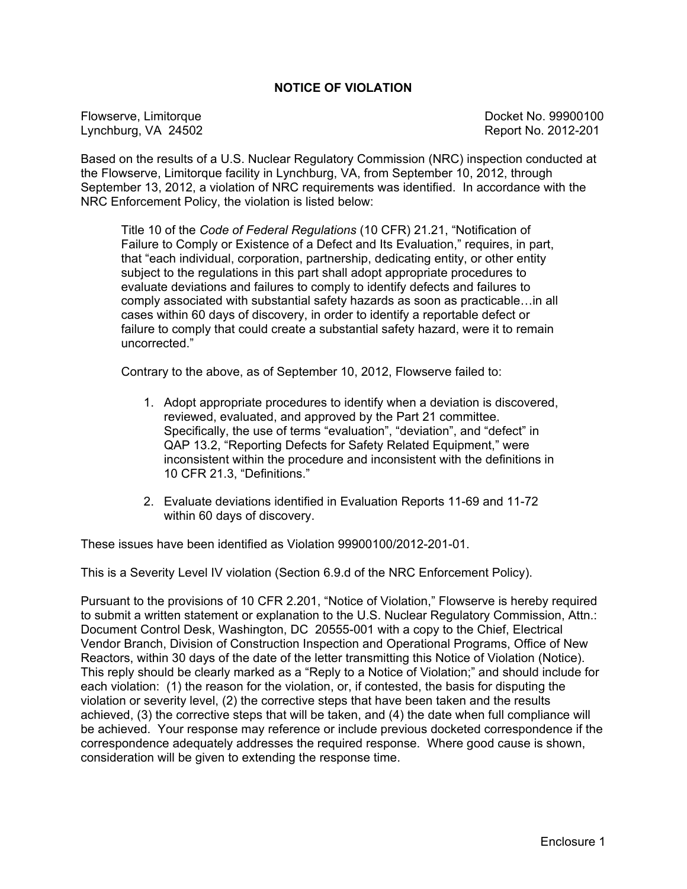## NOTICE OF VIOLATION

Flowserve, Limitorque  
Lynchburg, VA 24502

Docket No. 99900100  
Report No. 2012-201

Based on the results of a U.S. Nuclear Regulatory Commission (NRC) inspection conducted at the Flowserve, Limitorque facility in Lynchburg, VA, from September 10, 2012, through September 13, 2012, a violation of NRC requirements was identified. In accordance with the NRC Enforcement Policy, the violation is listed below:

> Title 10 of the *Code of Federal Regulations* (10 CFR) 21.21, "Notification of Failure to Comply or Existence of a Defect and Its Evaluation," requires, in part, that "each individual, corporation, partnership, dedicating entity, or other entity subject to the regulations in this part shall adopt appropriate procedures to evaluate deviations and failures to comply to identify defects and failures to comply associated with substantial safety hazards as soon as practicable…in all cases within 60 days of discovery, in order to identify a reportable defect or failure to comply that could create a substantial safety hazard, were it to remain uncorrected."
>
> Contrary to the above, as of September 10, 2012, Flowserve failed to:
>
> 1. Adopt appropriate procedures to identify when a deviation is discovered, reviewed, evaluated, and approved by the Part 21 committee. Specifically, the use of terms "evaluation", "deviation", and "defect" in QAP 13.2, "Reporting Defects for Safety Related Equipment," were inconsistent within the procedure and inconsistent with the definitions in 10 CFR 21.3, "Definitions."
>
> 2. Evaluate deviations identified in Evaluation Reports 11-69 and 11-72 within 60 days of discovery.

These issues have been identified as Violation 99900100/2012-201-01.

This is a Severity Level IV violation (Section 6.9.d of the NRC Enforcement Policy).

Pursuant to the provisions of 10 CFR 2.201, "Notice of Violation," Flowserve is hereby required to submit a written statement or explanation to the U.S. Nuclear Regulatory Commission, Attn.: Document Control Desk, Washington, DC 20555-001 with a copy to the Chief, Electrical Vendor Branch, Division of Construction Inspection and Operational Programs, Office of New Reactors, within 30 days of the date of the letter transmitting this Notice of Violation (Notice). This reply should be clearly marked as a "Reply to a Notice of Violation;" and should include for each violation: (1) the reason for the violation, or, if contested, the basis for disputing the violation or severity level, (2) the corrective steps that have been taken and the results achieved, (3) the corrective steps that will be taken, and (4) the date when full compliance will be achieved. Your response may reference or include previous docketed correspondence if the correspondence adequately addresses the required response. Where good cause is shown, consideration will be given to extending the response time.

Enclosure 1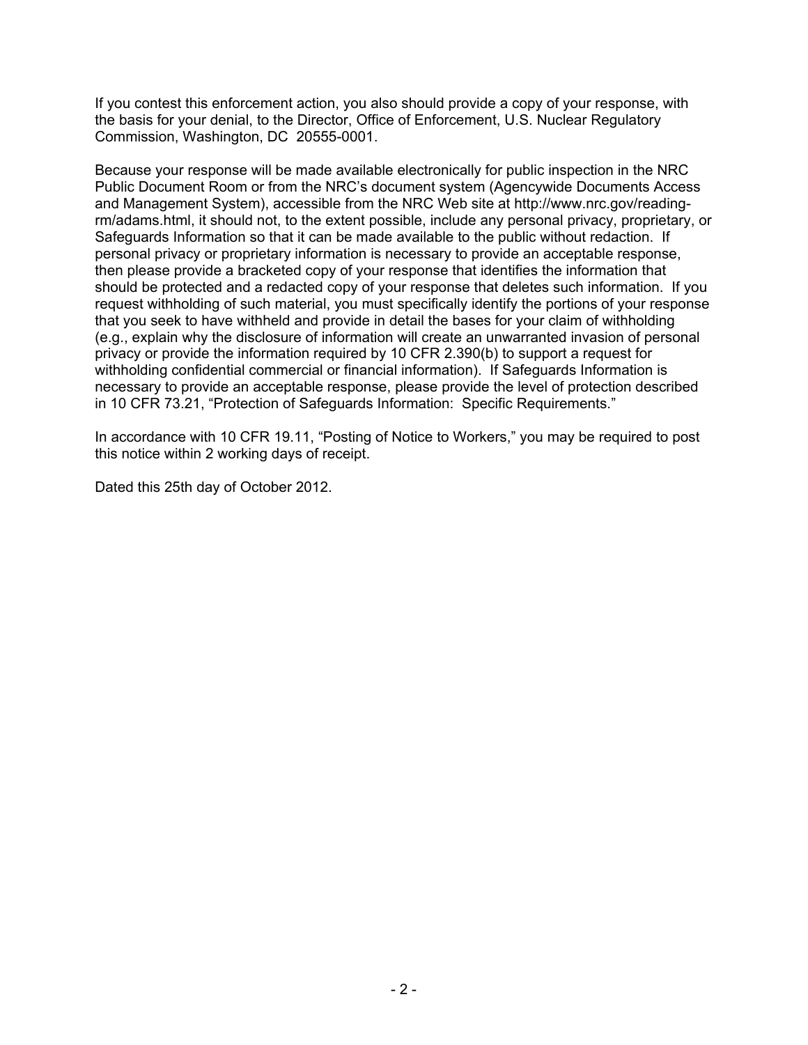If you contest this enforcement action, you also should provide a copy of your response, with the basis for your denial, to the Director, Office of Enforcement, U.S. Nuclear Regulatory Commission, Washington, DC 20555-0001.

Because your response will be made available electronically for public inspection in the NRC Public Document Room or from the NRC's document system (Agencywide Documents Access and Management System), accessible from the NRC Web site at http://www.nrc.gov/reading-rm/adams.html, it should not, to the extent possible, include any personal privacy, proprietary, or Safeguards Information so that it can be made available to the public without redaction. If personal privacy or proprietary information is necessary to provide an acceptable response, then please provide a bracketed copy of your response that identifies the information that should be protected and a redacted copy of your response that deletes such information. If you request withholding of such material, you must specifically identify the portions of your response that you seek to have withheld and provide in detail the bases for your claim of withholding (e.g., explain why the disclosure of information will create an unwarranted invasion of personal privacy or provide the information required by 10 CFR 2.390(b) to support a request for withholding confidential commercial or financial information). If Safeguards Information is necessary to provide an acceptable response, please provide the level of protection described in 10 CFR 73.21, "Protection of Safeguards Information: Specific Requirements."

In accordance with 10 CFR 19.11, "Posting of Notice to Workers," you may be required to post this notice within 2 working days of receipt.

Dated this 25th day of October 2012.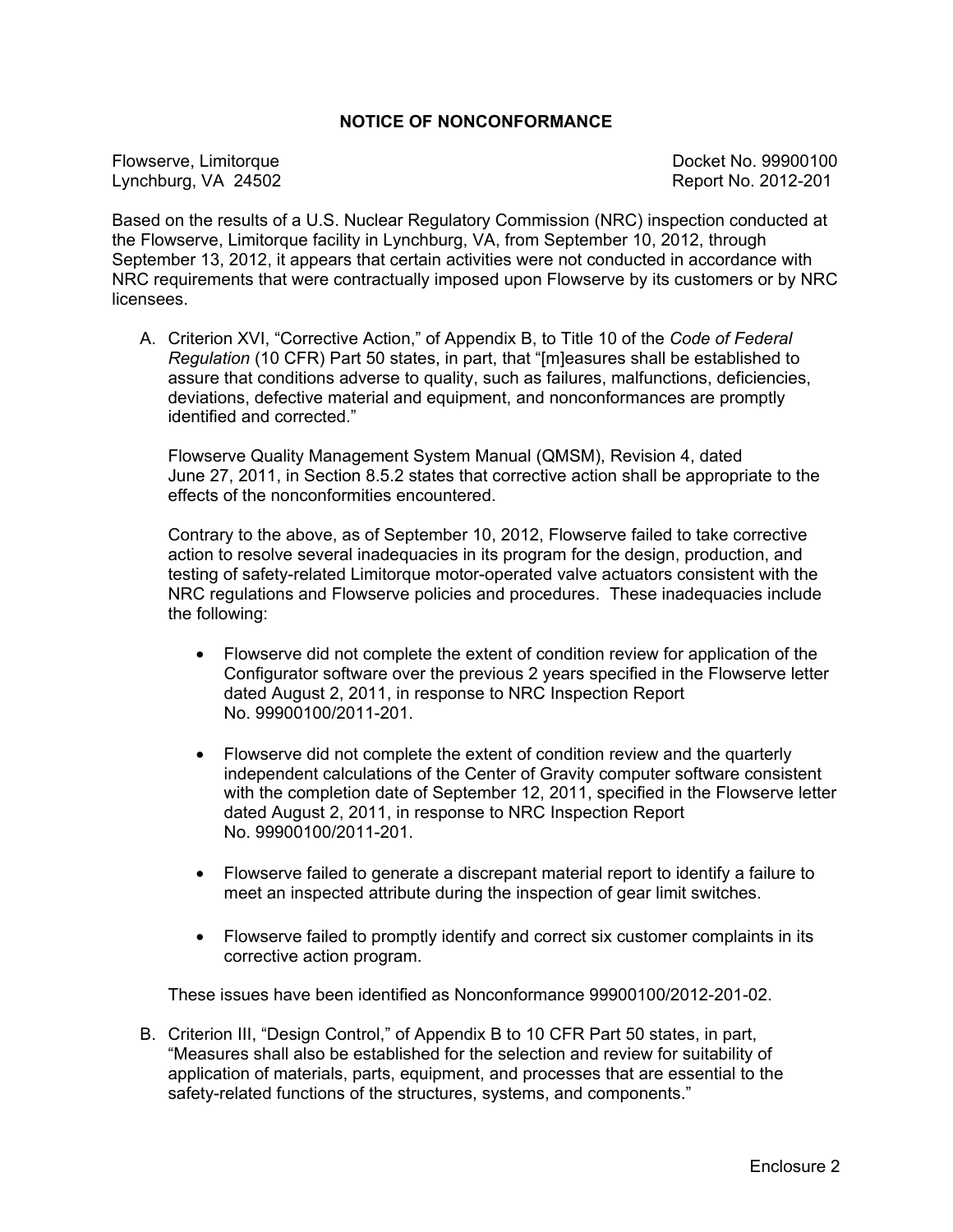## NOTICE OF NONCONFORMANCE

Flowserve, Limitorque
Lynchburg, VA 24502

Docket No. 99900100
Report No. 2012-201

Based on the results of a U.S. Nuclear Regulatory Commission (NRC) inspection conducted at the Flowserve, Limitorque facility in Lynchburg, VA, from September 10, 2012, through September 13, 2012, it appears that certain activities were not conducted in accordance with NRC requirements that were contractually imposed upon Flowserve by its customers or by NRC licensees.

A. Criterion XVI, "Corrective Action," of Appendix B, to Title 10 of the *Code of Federal Regulation* (10 CFR) Part 50 states, in part, that "[m]easures shall be established to assure that conditions adverse to quality, such as failures, malfunctions, deficiencies, deviations, defective material and equipment, and nonconformances are promptly identified and corrected."

   Flowserve Quality Management System Manual (QMSM), Revision 4, dated June 27, 2011, in Section 8.5.2 states that corrective action shall be appropriate to the effects of the nonconformities encountered.

   Contrary to the above, as of September 10, 2012, Flowserve failed to take corrective action to resolve several inadequacies in its program for the design, production, and testing of safety-related Limitorque motor-operated valve actuators consistent with the NRC regulations and Flowserve policies and procedures. These inadequacies include the following:

   - Flowserve did not complete the extent of condition review for application of the Configurator software over the previous 2 years specified in the Flowserve letter dated August 2, 2011, in response to NRC Inspection Report No. 99900100/2011-201.

   - Flowserve did not complete the extent of condition review and the quarterly independent calculations of the Center of Gravity computer software consistent with the completion date of September 12, 2011, specified in the Flowserve letter dated August 2, 2011, in response to NRC Inspection Report No. 99900100/2011-201.

   - Flowserve failed to generate a discrepant material report to identify a failure to meet an inspected attribute during the inspection of gear limit switches.

   - Flowserve failed to promptly identify and correct six customer complaints in its corrective action program.

   These issues have been identified as Nonconformance 99900100/2012-201-02.

B. Criterion III, "Design Control," of Appendix B to 10 CFR Part 50 states, in part, "Measures shall also be established for the selection and review for suitability of application of materials, parts, equipment, and processes that are essential to the safety-related functions of the structures, systems, and components."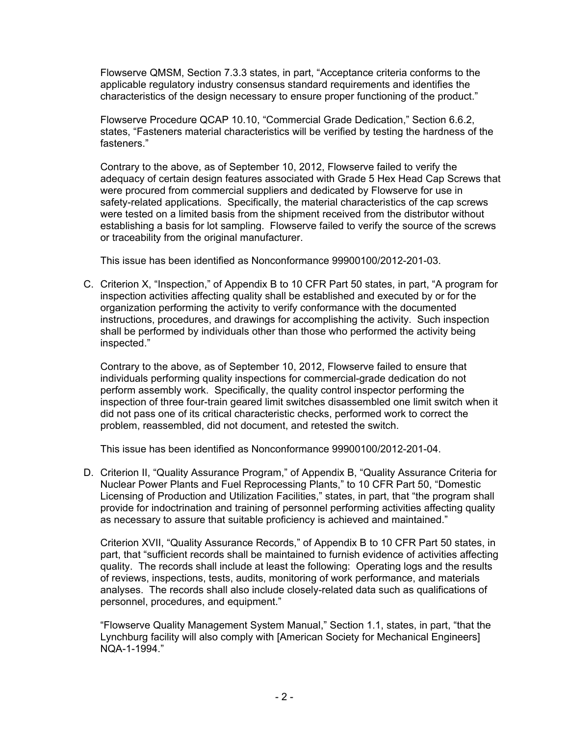Flowserve QMSM, Section 7.3.3 states, in part, "Acceptance criteria conforms to the applicable regulatory industry consensus standard requirements and identifies the characteristics of the design necessary to ensure proper functioning of the product."

Flowserve Procedure QCAP 10.10, "Commercial Grade Dedication," Section 6.6.2, states, "Fasteners material characteristics will be verified by testing the hardness of the fasteners."

Contrary to the above, as of September 10, 2012, Flowserve failed to verify the adequacy of certain design features associated with Grade 5 Hex Head Cap Screws that were procured from commercial suppliers and dedicated by Flowserve for use in safety-related applications. Specifically, the material characteristics of the cap screws were tested on a limited basis from the shipment received from the distributor without establishing a basis for lot sampling. Flowserve failed to verify the source of the screws or traceability from the original manufacturer.

This issue has been identified as Nonconformance 99900100/2012-201-03.

C. Criterion X, "Inspection," of Appendix B to 10 CFR Part 50 states, in part, "A program for inspection activities affecting quality shall be established and executed by or for the organization performing the activity to verify conformance with the documented instructions, procedures, and drawings for accomplishing the activity. Such inspection shall be performed by individuals other than those who performed the activity being inspected."

   Contrary to the above, as of September 10, 2012, Flowserve failed to ensure that individuals performing quality inspections for commercial-grade dedication do not perform assembly work. Specifically, the quality control inspector performing the inspection of three four-train geared limit switches disassembled one limit switch when it did not pass one of its critical characteristic checks, performed work to correct the problem, reassembled, did not document, and retested the switch.

   This issue has been identified as Nonconformance 99900100/2012-201-04.

D. Criterion II, "Quality Assurance Program," of Appendix B, "Quality Assurance Criteria for Nuclear Power Plants and Fuel Reprocessing Plants," to 10 CFR Part 50, "Domestic Licensing of Production and Utilization Facilities," states, in part, that "the program shall provide for indoctrination and training of personnel performing activities affecting quality as necessary to assure that suitable proficiency is achieved and maintained."

   Criterion XVII, "Quality Assurance Records," of Appendix B to 10 CFR Part 50 states, in part, that "sufficient records shall be maintained to furnish evidence of activities affecting quality. The records shall include at least the following: Operating logs and the results of reviews, inspections, tests, audits, monitoring of work performance, and materials analyses. The records shall also include closely-related data such as qualifications of personnel, procedures, and equipment."

   "Flowserve Quality Management System Manual," Section 1.1, states, in part, "that the Lynchburg facility will also comply with [American Society for Mechanical Engineers] NQA-1-1994."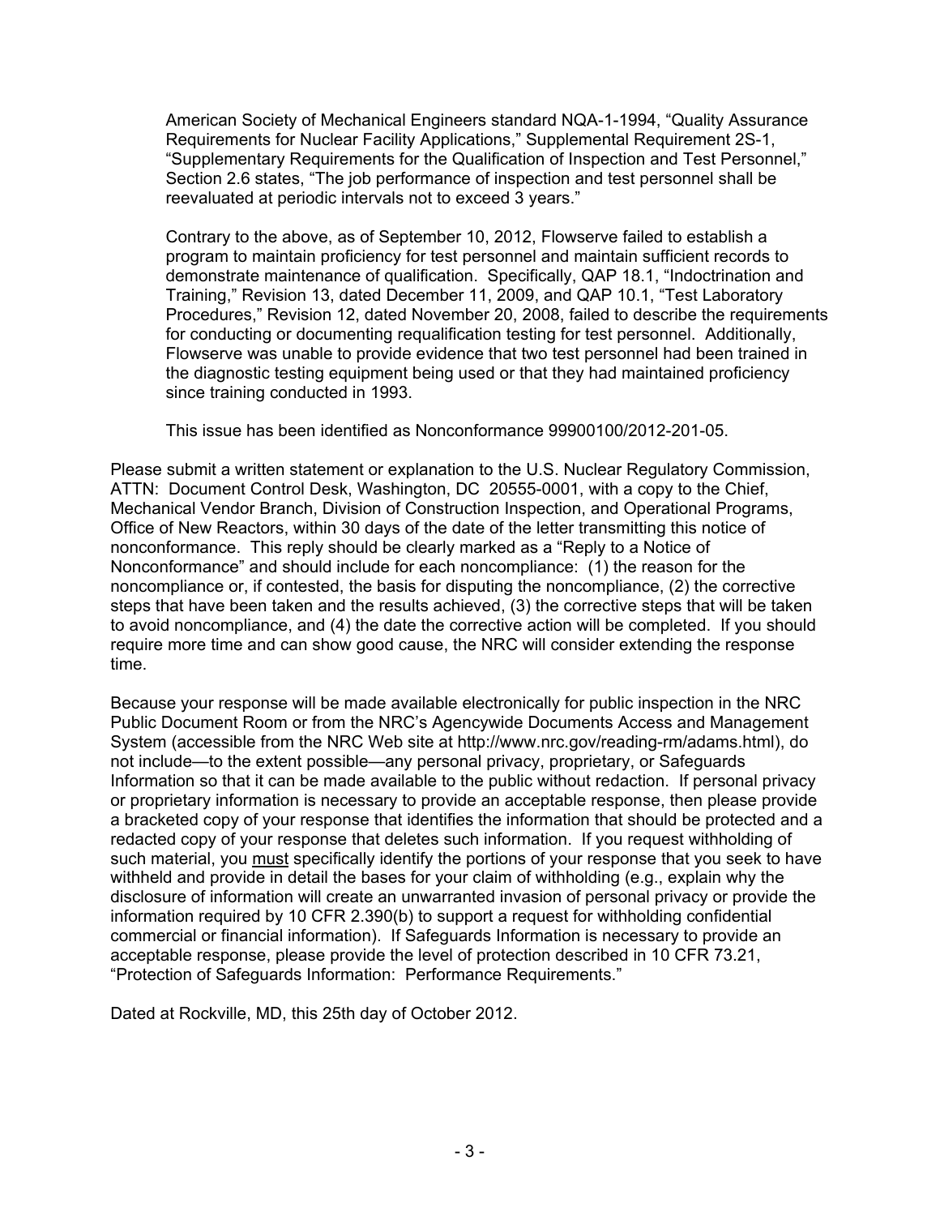American Society of Mechanical Engineers standard NQA-1-1994, "Quality Assurance Requirements for Nuclear Facility Applications," Supplemental Requirement 2S-1, "Supplementary Requirements for the Qualification of Inspection and Test Personnel," Section 2.6 states, "The job performance of inspection and test personnel shall be reevaluated at periodic intervals not to exceed 3 years."

Contrary to the above, as of September 10, 2012, Flowserve failed to establish a program to maintain proficiency for test personnel and maintain sufficient records to demonstrate maintenance of qualification. Specifically, QAP 18.1, "Indoctrination and Training," Revision 13, dated December 11, 2009, and QAP 10.1, "Test Laboratory Procedures," Revision 12, dated November 20, 2008, failed to describe the requirements for conducting or documenting requalification testing for test personnel. Additionally, Flowserve was unable to provide evidence that two test personnel had been trained in the diagnostic testing equipment being used or that they had maintained proficiency since training conducted in 1993.

This issue has been identified as Nonconformance 99900100/2012-201-05.

Please submit a written statement or explanation to the U.S. Nuclear Regulatory Commission, ATTN: Document Control Desk, Washington, DC 20555-0001, with a copy to the Chief, Mechanical Vendor Branch, Division of Construction Inspection, and Operational Programs, Office of New Reactors, within 30 days of the date of the letter transmitting this notice of nonconformance. This reply should be clearly marked as a "Reply to a Notice of Nonconformance" and should include for each noncompliance: (1) the reason for the noncompliance or, if contested, the basis for disputing the noncompliance, (2) the corrective steps that have been taken and the results achieved, (3) the corrective steps that will be taken to avoid noncompliance, and (4) the date the corrective action will be completed. If you should require more time and can show good cause, the NRC will consider extending the response time.

Because your response will be made available electronically for public inspection in the NRC Public Document Room or from the NRC's Agencywide Documents Access and Management System (accessible from the NRC Web site at http://www.nrc.gov/reading-rm/adams.html), do not include—to the extent possible—any personal privacy, proprietary, or Safeguards Information so that it can be made available to the public without redaction. If personal privacy or proprietary information is necessary to provide an acceptable response, then please provide a bracketed copy of your response that identifies the information that should be protected and a redacted copy of your response that deletes such information. If you request withholding of such material, you must specifically identify the portions of your response that you seek to have withheld and provide in detail the bases for your claim of withholding (e.g., explain why the disclosure of information will create an unwarranted invasion of personal privacy or provide the information required by 10 CFR 2.390(b) to support a request for withholding confidential commercial or financial information). If Safeguards Information is necessary to provide an acceptable response, please provide the level of protection described in 10 CFR 73.21, "Protection of Safeguards Information: Performance Requirements."

Dated at Rockville, MD, this 25th day of October 2012.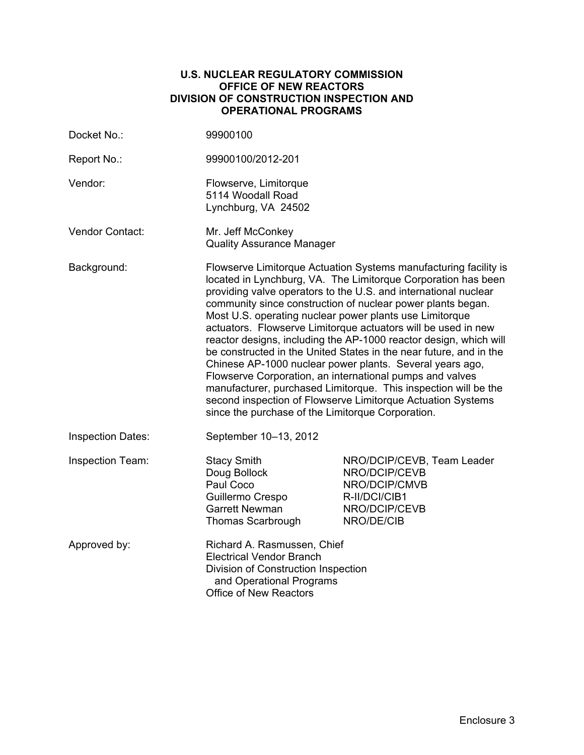**U.S. NUCLEAR REGULATORY COMMISSION**
**OFFICE OF NEW REACTORS**
**DIVISION OF CONSTRUCTION INSPECTION AND OPERATIONAL PROGRAMS**

| | | |
|---|---|---|
| Docket No.: | 99900100 | |
| Report No.: | 99900100/2012-201 | |
| Vendor: | Flowserve, Limitorque<br>5114 Woodall Road<br>Lynchburg, VA 24502 | |
| Vendor Contact: | Mr. Jeff McConkey<br>Quality Assurance Manager | |
| Background: | Flowserve Limitorque Actuation Systems manufacturing facility is located in Lynchburg, VA. The Limitorque Corporation has been providing valve operators to the U.S. and international nuclear community since construction of nuclear power plants began. Most U.S. operating nuclear power plants use Limitorque actuators. Flowserve Limitorque actuators will be used in new reactor designs, including the AP-1000 reactor design, which will be constructed in the United States in the near future, and in the Chinese AP-1000 nuclear power plants. Several years ago, Flowserve Corporation, an international pumps and valves manufacturer, purchased Limitorque. This inspection will be the second inspection of Flowserve Limitorque Actuation Systems since the purchase of the Limitorque Corporation. | |
| Inspection Dates: | September 10–13, 2012 | |
| Inspection Team: | Stacy Smith | NRO/DCIP/CEVB, Team Leader |
| | Doug Bollock | NRO/DCIP/CEVB |
| | Paul Coco | NRO/DCIP/CMVB |
| | Guillermo Crespo | R-II/DCI/CIB1 |
| | Garrett Newman | NRO/DCIP/CEVB |
| | Thomas Scarbrough | NRO/DE/CIB |
| Approved by: | Richard A. Rasmussen, Chief<br>Electrical Vendor Branch<br>Division of Construction Inspection and Operational Programs<br>Office of New Reactors | |

Enclosure 3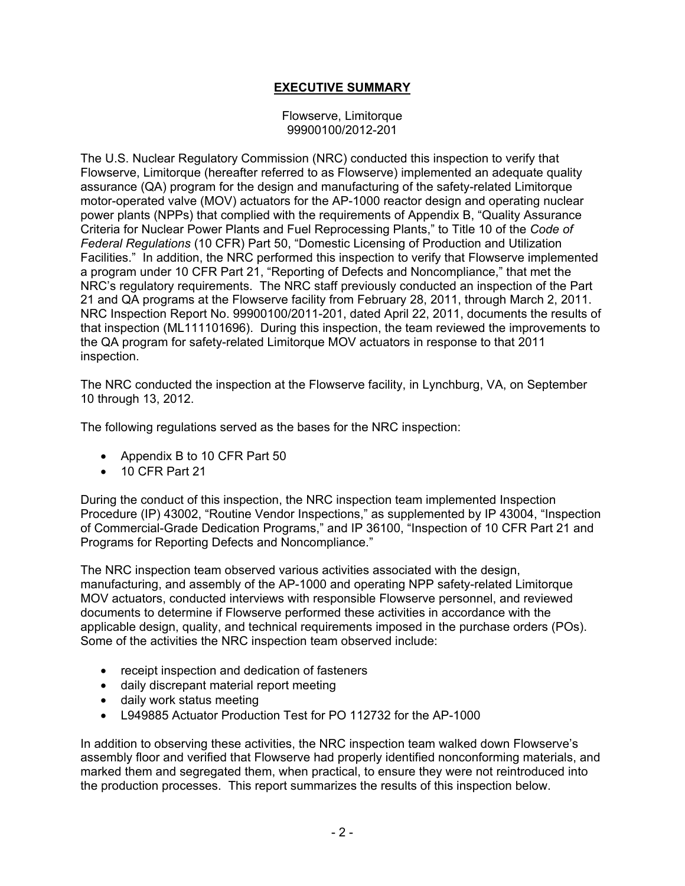## EXECUTIVE SUMMARY

Flowserve, Limitorque
99900100/2012-201

The U.S. Nuclear Regulatory Commission (NRC) conducted this inspection to verify that Flowserve, Limitorque (hereafter referred to as Flowserve) implemented an adequate quality assurance (QA) program for the design and manufacturing of the safety-related Limitorque motor-operated valve (MOV) actuators for the AP-1000 reactor design and operating nuclear power plants (NPPs) that complied with the requirements of Appendix B, "Quality Assurance Criteria for Nuclear Power Plants and Fuel Reprocessing Plants," to Title 10 of the *Code of Federal Regulations* (10 CFR) Part 50, "Domestic Licensing of Production and Utilization Facilities." In addition, the NRC performed this inspection to verify that Flowserve implemented a program under 10 CFR Part 21, "Reporting of Defects and Noncompliance," that met the NRC's regulatory requirements. The NRC staff previously conducted an inspection of the Part 21 and QA programs at the Flowserve facility from February 28, 2011, through March 2, 2011. NRC Inspection Report No. 99900100/2011-201, dated April 22, 2011, documents the results of that inspection (ML111101696). During this inspection, the team reviewed the improvements to the QA program for safety-related Limitorque MOV actuators in response to that 2011 inspection.

The NRC conducted the inspection at the Flowserve facility, in Lynchburg, VA, on September 10 through 13, 2012.

The following regulations served as the bases for the NRC inspection:

- Appendix B to 10 CFR Part 50
- 10 CFR Part 21

During the conduct of this inspection, the NRC inspection team implemented Inspection Procedure (IP) 43002, "Routine Vendor Inspections," as supplemented by IP 43004, "Inspection of Commercial-Grade Dedication Programs," and IP 36100, "Inspection of 10 CFR Part 21 and Programs for Reporting Defects and Noncompliance."

The NRC inspection team observed various activities associated with the design, manufacturing, and assembly of the AP-1000 and operating NPP safety-related Limitorque MOV actuators, conducted interviews with responsible Flowserve personnel, and reviewed documents to determine if Flowserve performed these activities in accordance with the applicable design, quality, and technical requirements imposed in the purchase orders (POs). Some of the activities the NRC inspection team observed include:

- receipt inspection and dedication of fasteners
- daily discrepant material report meeting
- daily work status meeting
- L949885 Actuator Production Test for PO 112732 for the AP-1000

In addition to observing these activities, the NRC inspection team walked down Flowserve's assembly floor and verified that Flowserve had properly identified nonconforming materials, and marked them and segregated them, when practical, to ensure they were not reintroduced into the production processes. This report summarizes the results of this inspection below.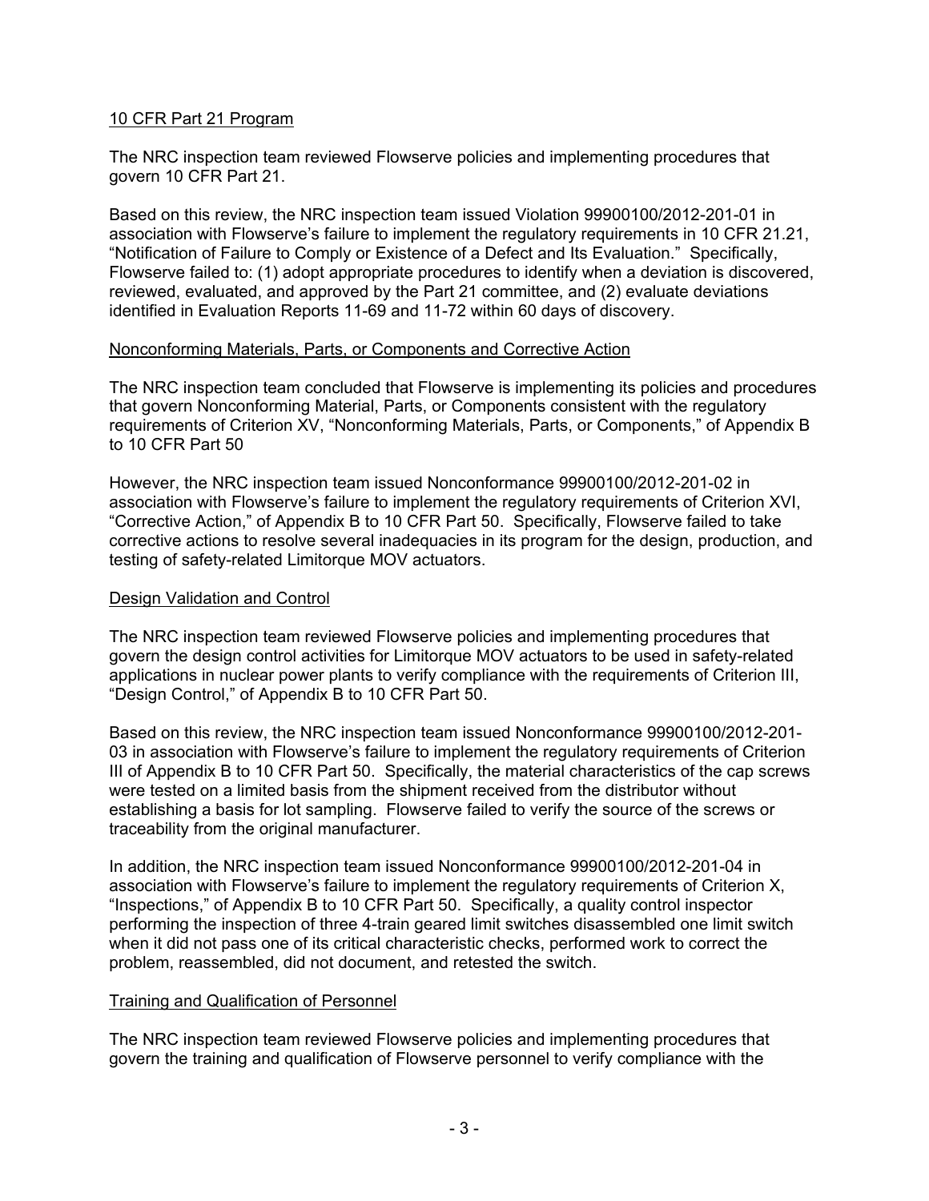## 10 CFR Part 21 Program

The NRC inspection team reviewed Flowserve policies and implementing procedures that govern 10 CFR Part 21.

Based on this review, the NRC inspection team issued Violation 99900100/2012-201-01 in association with Flowserve's failure to implement the regulatory requirements in 10 CFR 21.21, "Notification of Failure to Comply or Existence of a Defect and Its Evaluation." Specifically, Flowserve failed to: (1) adopt appropriate procedures to identify when a deviation is discovered, reviewed, evaluated, and approved by the Part 21 committee, and (2) evaluate deviations identified in Evaluation Reports 11-69 and 11-72 within 60 days of discovery.

## Nonconforming Materials, Parts, or Components and Corrective Action

The NRC inspection team concluded that Flowserve is implementing its policies and procedures that govern Nonconforming Material, Parts, or Components consistent with the regulatory requirements of Criterion XV, "Nonconforming Materials, Parts, or Components," of Appendix B to 10 CFR Part 50

However, the NRC inspection team issued Nonconformance 99900100/2012-201-02 in association with Flowserve's failure to implement the regulatory requirements of Criterion XVI, "Corrective Action," of Appendix B to 10 CFR Part 50. Specifically, Flowserve failed to take corrective actions to resolve several inadequacies in its program for the design, production, and testing of safety-related Limitorque MOV actuators.

## Design Validation and Control

The NRC inspection team reviewed Flowserve policies and implementing procedures that govern the design control activities for Limitorque MOV actuators to be used in safety-related applications in nuclear power plants to verify compliance with the requirements of Criterion III, "Design Control," of Appendix B to 10 CFR Part 50.

Based on this review, the NRC inspection team issued Nonconformance 99900100/2012-201-03 in association with Flowserve's failure to implement the regulatory requirements of Criterion III of Appendix B to 10 CFR Part 50. Specifically, the material characteristics of the cap screws were tested on a limited basis from the shipment received from the distributor without establishing a basis for lot sampling. Flowserve failed to verify the source of the screws or traceability from the original manufacturer.

In addition, the NRC inspection team issued Nonconformance 99900100/2012-201-04 in association with Flowserve's failure to implement the regulatory requirements of Criterion X, "Inspections," of Appendix B to 10 CFR Part 50. Specifically, a quality control inspector performing the inspection of three 4-train geared limit switches disassembled one limit switch when it did not pass one of its critical characteristic checks, performed work to correct the problem, reassembled, did not document, and retested the switch.

## Training and Qualification of Personnel

The NRC inspection team reviewed Flowserve policies and implementing procedures that govern the training and qualification of Flowserve personnel to verify compliance with the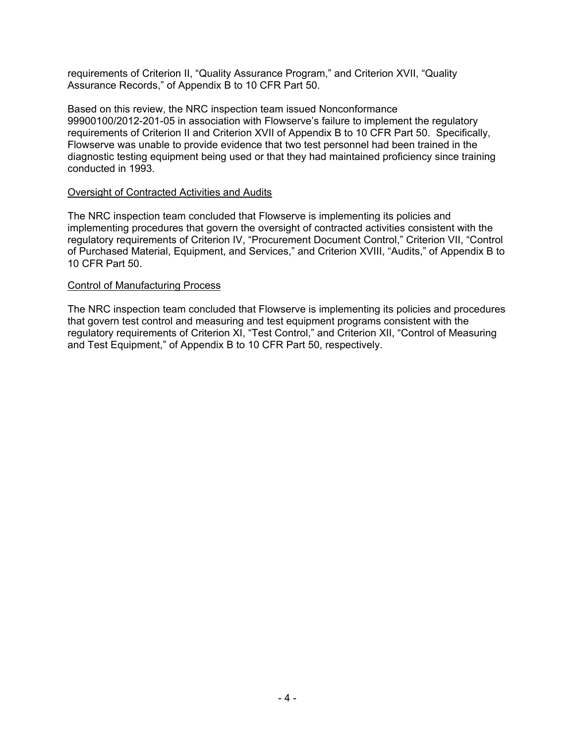requirements of Criterion II, "Quality Assurance Program," and Criterion XVII, "Quality Assurance Records," of Appendix B to 10 CFR Part 50.

Based on this review, the NRC inspection team issued Nonconformance 99900100/2012-201-05 in association with Flowserve's failure to implement the regulatory requirements of Criterion II and Criterion XVII of Appendix B to 10 CFR Part 50. Specifically, Flowserve was unable to provide evidence that two test personnel had been trained in the diagnostic testing equipment being used or that they had maintained proficiency since training conducted in 1993.

<u>Oversight of Contracted Activities and Audits</u>

The NRC inspection team concluded that Flowserve is implementing its policies and implementing procedures that govern the oversight of contracted activities consistent with the regulatory requirements of Criterion IV, "Procurement Document Control," Criterion VII, "Control of Purchased Material, Equipment, and Services," and Criterion XVIII, "Audits," of Appendix B to 10 CFR Part 50.

<u>Control of Manufacturing Process</u>

The NRC inspection team concluded that Flowserve is implementing its policies and procedures that govern test control and measuring and test equipment programs consistent with the regulatory requirements of Criterion XI, "Test Control," and Criterion XII, "Control of Measuring and Test Equipment," of Appendix B to 10 CFR Part 50, respectively.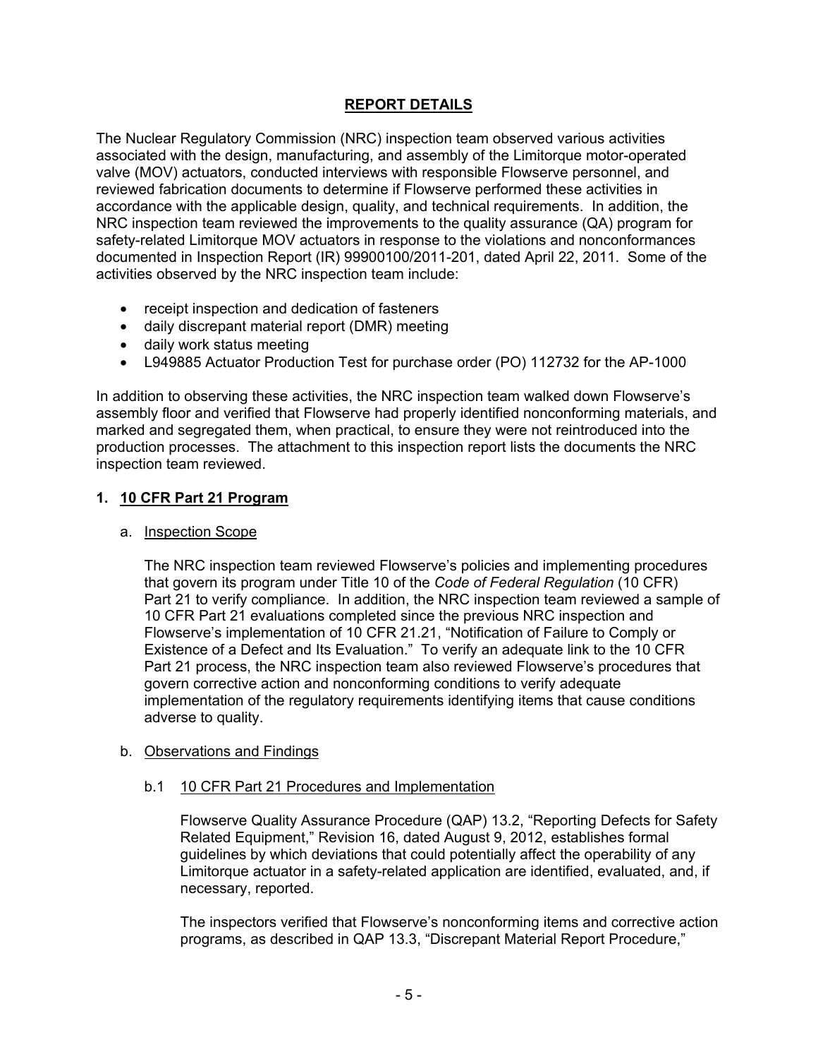## REPORT DETAILS

The Nuclear Regulatory Commission (NRC) inspection team observed various activities associated with the design, manufacturing, and assembly of the Limitorque motor-operated valve (MOV) actuators, conducted interviews with responsible Flowserve personnel, and reviewed fabrication documents to determine if Flowserve performed these activities in accordance with the applicable design, quality, and technical requirements. In addition, the NRC inspection team reviewed the improvements to the quality assurance (QA) program for safety-related Limitorque MOV actuators in response to the violations and nonconformances documented in Inspection Report (IR) 99900100/2011-201, dated April 22, 2011. Some of the activities observed by the NRC inspection team include:

- receipt inspection and dedication of fasteners
- daily discrepant material report (DMR) meeting
- daily work status meeting
- L949885 Actuator Production Test for purchase order (PO) 112732 for the AP-1000

In addition to observing these activities, the NRC inspection team walked down Flowserve's assembly floor and verified that Flowserve had properly identified nonconforming materials, and marked and segregated them, when practical, to ensure they were not reintroduced into the production processes. The attachment to this inspection report lists the documents the NRC inspection team reviewed.

### 1. 10 CFR Part 21 Program

a. Inspection Scope

The NRC inspection team reviewed Flowserve's policies and implementing procedures that govern its program under Title 10 of the *Code of Federal Regulation* (10 CFR) Part 21 to verify compliance. In addition, the NRC inspection team reviewed a sample of 10 CFR Part 21 evaluations completed since the previous NRC inspection and Flowserve's implementation of 10 CFR 21.21, "Notification of Failure to Comply or Existence of a Defect and Its Evaluation." To verify an adequate link to the 10 CFR Part 21 process, the NRC inspection team also reviewed Flowserve's procedures that govern corrective action and nonconforming conditions to verify adequate implementation of the regulatory requirements identifying items that cause conditions adverse to quality.

b. Observations and Findings

b.1 10 CFR Part 21 Procedures and Implementation

Flowserve Quality Assurance Procedure (QAP) 13.2, "Reporting Defects for Safety Related Equipment," Revision 16, dated August 9, 2012, establishes formal guidelines by which deviations that could potentially affect the operability of any Limitorque actuator in a safety-related application are identified, evaluated, and, if necessary, reported.

The inspectors verified that Flowserve's nonconforming items and corrective action programs, as described in QAP 13.3, "Discrepant Material Report Procedure,"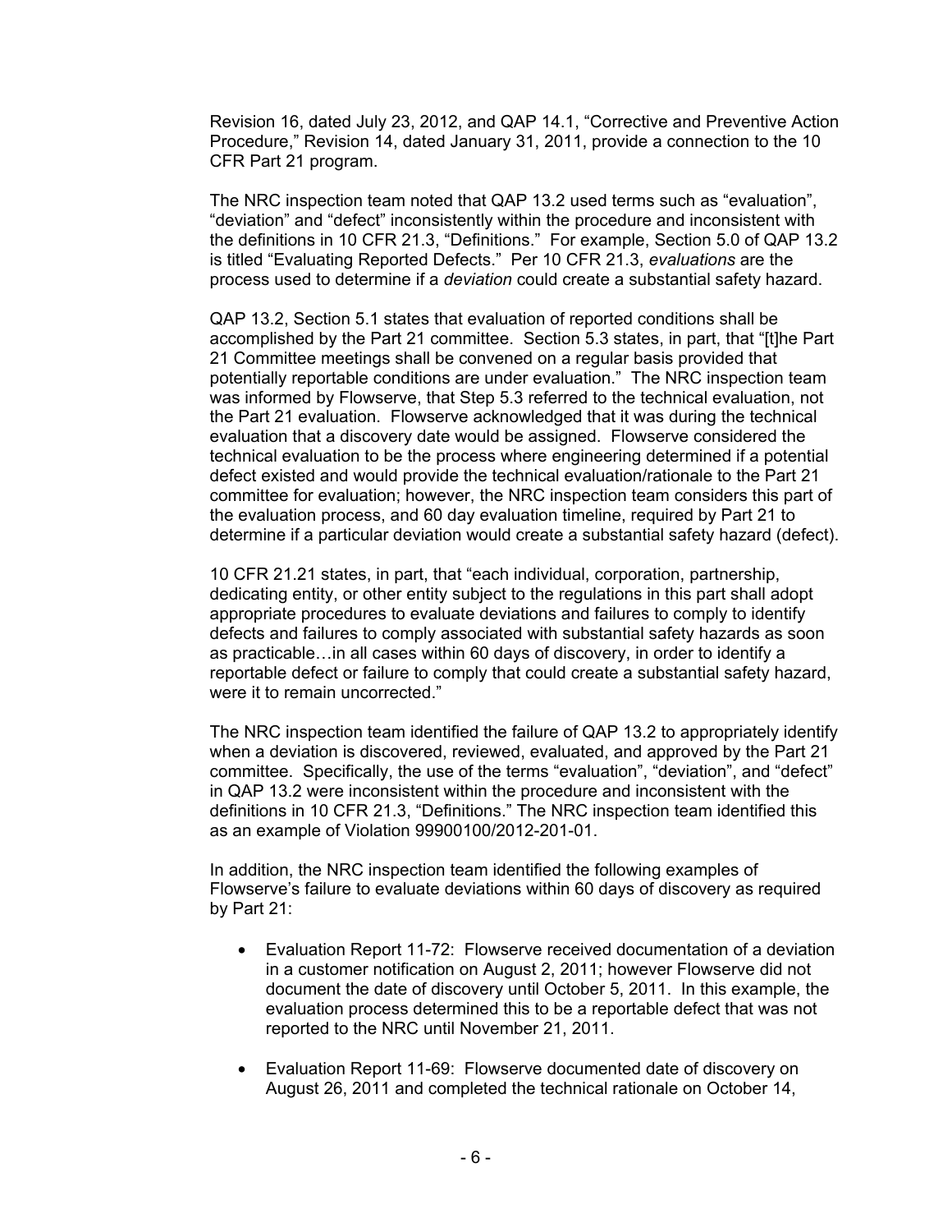Revision 16, dated July 23, 2012, and QAP 14.1, "Corrective and Preventive Action Procedure," Revision 14, dated January 31, 2011, provide a connection to the 10 CFR Part 21 program.

The NRC inspection team noted that QAP 13.2 used terms such as "evaluation", "deviation" and "defect" inconsistently within the procedure and inconsistent with the definitions in 10 CFR 21.3, "Definitions." For example, Section 5.0 of QAP 13.2 is titled "Evaluating Reported Defects." Per 10 CFR 21.3, *evaluations* are the process used to determine if a *deviation* could create a substantial safety hazard.

QAP 13.2, Section 5.1 states that evaluation of reported conditions shall be accomplished by the Part 21 committee. Section 5.3 states, in part, that "[t]he Part 21 Committee meetings shall be convened on a regular basis provided that potentially reportable conditions are under evaluation." The NRC inspection team was informed by Flowserve, that Step 5.3 referred to the technical evaluation, not the Part 21 evaluation. Flowserve acknowledged that it was during the technical evaluation that a discovery date would be assigned. Flowserve considered the technical evaluation to be the process where engineering determined if a potential defect existed and would provide the technical evaluation/rationale to the Part 21 committee for evaluation; however, the NRC inspection team considers this part of the evaluation process, and 60 day evaluation timeline, required by Part 21 to determine if a particular deviation would create a substantial safety hazard (defect).

10 CFR 21.21 states, in part, that "each individual, corporation, partnership, dedicating entity, or other entity subject to the regulations in this part shall adopt appropriate procedures to evaluate deviations and failures to comply to identify defects and failures to comply associated with substantial safety hazards as soon as practicable…in all cases within 60 days of discovery, in order to identify a reportable defect or failure to comply that could create a substantial safety hazard, were it to remain uncorrected."

The NRC inspection team identified the failure of QAP 13.2 to appropriately identify when a deviation is discovered, reviewed, evaluated, and approved by the Part 21 committee. Specifically, the use of the terms "evaluation", "deviation", and "defect" in QAP 13.2 were inconsistent within the procedure and inconsistent with the definitions in 10 CFR 21.3, "Definitions." The NRC inspection team identified this as an example of Violation 99900100/2012-201-01.

In addition, the NRC inspection team identified the following examples of Flowserve's failure to evaluate deviations within 60 days of discovery as required by Part 21:

- Evaluation Report 11-72: Flowserve received documentation of a deviation in a customer notification on August 2, 2011; however Flowserve did not document the date of discovery until October 5, 2011. In this example, the evaluation process determined this to be a reportable defect that was not reported to the NRC until November 21, 2011.

- Evaluation Report 11-69: Flowserve documented date of discovery on August 26, 2011 and completed the technical rationale on October 14,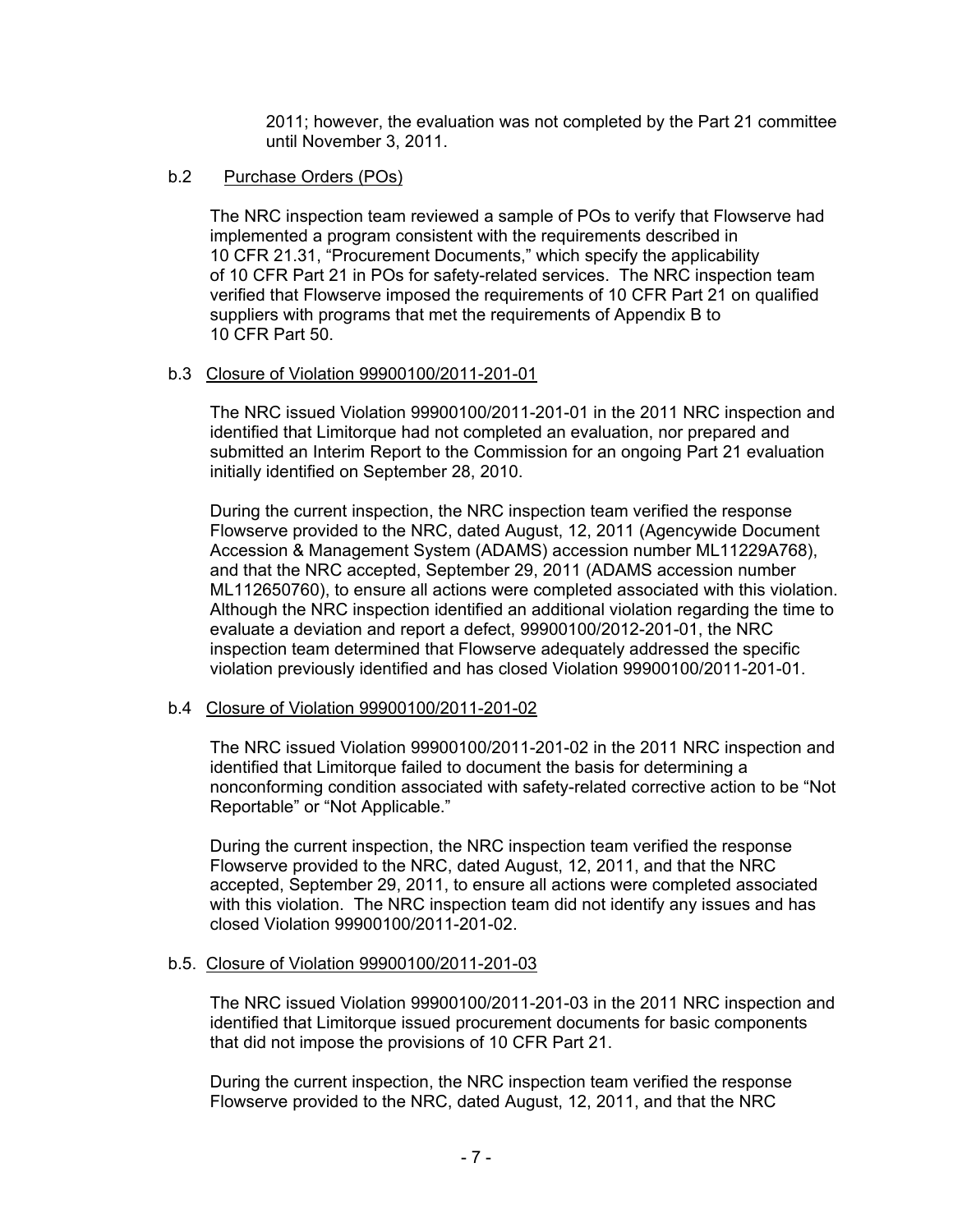2011; however, the evaluation was not completed by the Part 21 committee until November 3, 2011.

b.2 Purchase Orders (POs)

The NRC inspection team reviewed a sample of POs to verify that Flowserve had implemented a program consistent with the requirements described in 10 CFR 21.31, "Procurement Documents," which specify the applicability of 10 CFR Part 21 in POs for safety-related services. The NRC inspection team verified that Flowserve imposed the requirements of 10 CFR Part 21 on qualified suppliers with programs that met the requirements of Appendix B to 10 CFR Part 50.

b.3 Closure of Violation 99900100/2011-201-01

The NRC issued Violation 99900100/2011-201-01 in the 2011 NRC inspection and identified that Limitorque had not completed an evaluation, nor prepared and submitted an Interim Report to the Commission for an ongoing Part 21 evaluation initially identified on September 28, 2010.

During the current inspection, the NRC inspection team verified the response Flowserve provided to the NRC, dated August, 12, 2011 (Agencywide Document Accession & Management System (ADAMS) accession number ML11229A768), and that the NRC accepted, September 29, 2011 (ADAMS accession number ML112650760), to ensure all actions were completed associated with this violation. Although the NRC inspection identified an additional violation regarding the time to evaluate a deviation and report a defect, 99900100/2012-201-01, the NRC inspection team determined that Flowserve adequately addressed the specific violation previously identified and has closed Violation 99900100/2011-201-01.

b.4 Closure of Violation 99900100/2011-201-02

The NRC issued Violation 99900100/2011-201-02 in the 2011 NRC inspection and identified that Limitorque failed to document the basis for determining a nonconforming condition associated with safety-related corrective action to be "Not Reportable" or "Not Applicable."

During the current inspection, the NRC inspection team verified the response Flowserve provided to the NRC, dated August, 12, 2011, and that the NRC accepted, September 29, 2011, to ensure all actions were completed associated with this violation. The NRC inspection team did not identify any issues and has closed Violation 99900100/2011-201-02.

b.5. Closure of Violation 99900100/2011-201-03

The NRC issued Violation 99900100/2011-201-03 in the 2011 NRC inspection and identified that Limitorque issued procurement documents for basic components that did not impose the provisions of 10 CFR Part 21.

During the current inspection, the NRC inspection team verified the response Flowserve provided to the NRC, dated August, 12, 2011, and that the NRC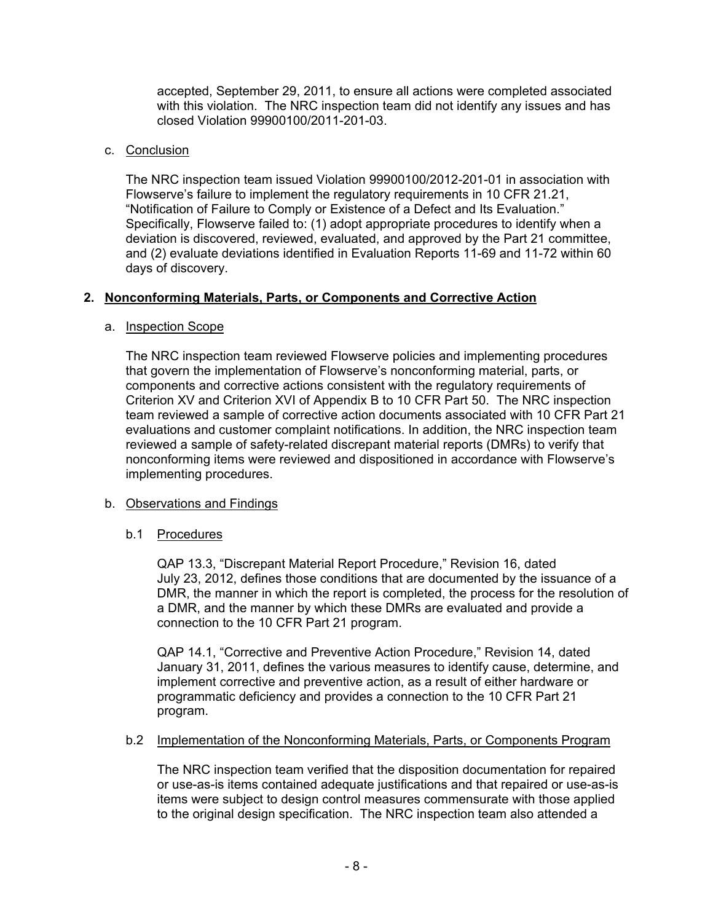accepted, September 29, 2011, to ensure all actions were completed associated with this violation. The NRC inspection team did not identify any issues and has closed Violation 99900100/2011-201-03.

c. Conclusion

The NRC inspection team issued Violation 99900100/2012-201-01 in association with Flowserve's failure to implement the regulatory requirements in 10 CFR 21.21, "Notification of Failure to Comply or Existence of a Defect and Its Evaluation." Specifically, Flowserve failed to: (1) adopt appropriate procedures to identify when a deviation is discovered, reviewed, evaluated, and approved by the Part 21 committee, and (2) evaluate deviations identified in Evaluation Reports 11-69 and 11-72 within 60 days of discovery.

## 2. Nonconforming Materials, Parts, or Components and Corrective Action

a. Inspection Scope

The NRC inspection team reviewed Flowserve policies and implementing procedures that govern the implementation of Flowserve's nonconforming material, parts, or components and corrective actions consistent with the regulatory requirements of Criterion XV and Criterion XVI of Appendix B to 10 CFR Part 50. The NRC inspection team reviewed a sample of corrective action documents associated with 10 CFR Part 21 evaluations and customer complaint notifications. In addition, the NRC inspection team reviewed a sample of safety-related discrepant material reports (DMRs) to verify that nonconforming items were reviewed and dispositioned in accordance with Flowserve's implementing procedures.

b. Observations and Findings

b.1 Procedures

QAP 13.3, "Discrepant Material Report Procedure," Revision 16, dated July 23, 2012, defines those conditions that are documented by the issuance of a DMR, the manner in which the report is completed, the process for the resolution of a DMR, and the manner by which these DMRs are evaluated and provide a connection to the 10 CFR Part 21 program.

QAP 14.1, "Corrective and Preventive Action Procedure," Revision 14, dated January 31, 2011, defines the various measures to identify cause, determine, and implement corrective and preventive action, as a result of either hardware or programmatic deficiency and provides a connection to the 10 CFR Part 21 program.

b.2 Implementation of the Nonconforming Materials, Parts, or Components Program

The NRC inspection team verified that the disposition documentation for repaired or use-as-is items contained adequate justifications and that repaired or use-as-is items were subject to design control measures commensurate with those applied to the original design specification. The NRC inspection team also attended a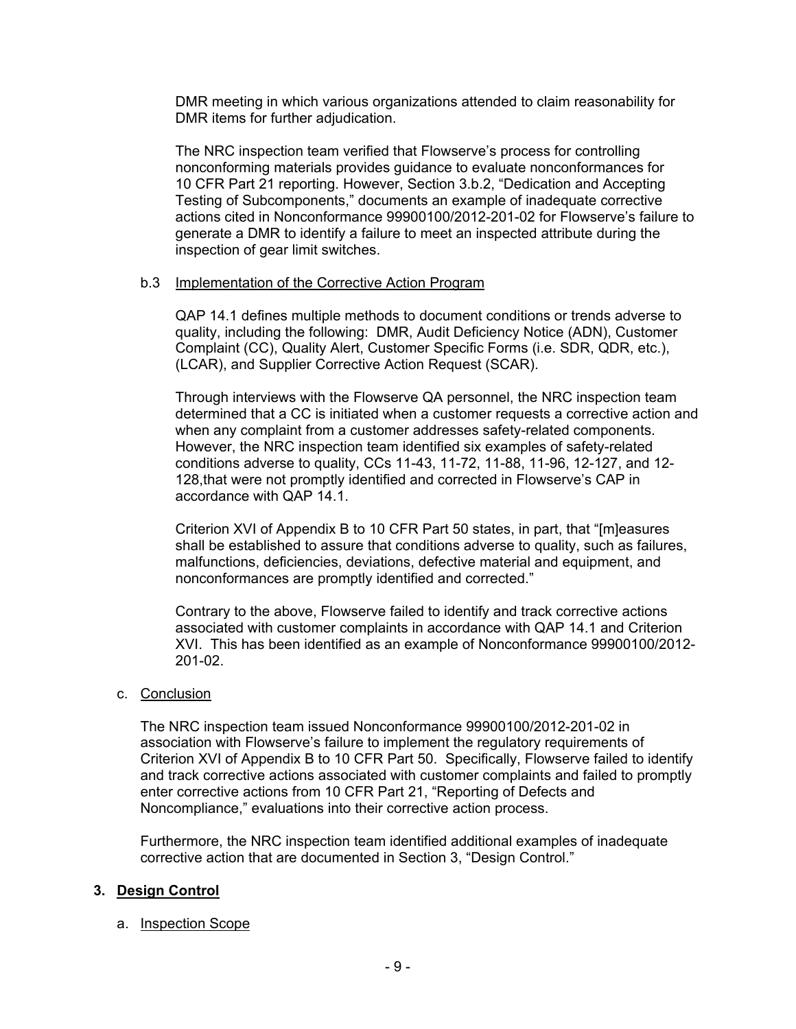DMR meeting in which various organizations attended to claim reasonability for DMR items for further adjudication.

The NRC inspection team verified that Flowserve's process for controlling nonconforming materials provides guidance to evaluate nonconformances for 10 CFR Part 21 reporting. However, Section 3.b.2, "Dedication and Accepting Testing of Subcomponents," documents an example of inadequate corrective actions cited in Nonconformance 99900100/2012-201-02 for Flowserve's failure to generate a DMR to identify a failure to meet an inspected attribute during the inspection of gear limit switches.

b.3 Implementation of the Corrective Action Program

QAP 14.1 defines multiple methods to document conditions or trends adverse to quality, including the following: DMR, Audit Deficiency Notice (ADN), Customer Complaint (CC), Quality Alert, Customer Specific Forms (i.e. SDR, QDR, etc.), (LCAR), and Supplier Corrective Action Request (SCAR).

Through interviews with the Flowserve QA personnel, the NRC inspection team determined that a CC is initiated when a customer requests a corrective action and when any complaint from a customer addresses safety-related components. However, the NRC inspection team identified six examples of safety-related conditions adverse to quality, CCs 11-43, 11-72, 11-88, 11-96, 12-127, and 12-128,that were not promptly identified and corrected in Flowserve's CAP in accordance with QAP 14.1.

Criterion XVI of Appendix B to 10 CFR Part 50 states, in part, that "[m]easures shall be established to assure that conditions adverse to quality, such as failures, malfunctions, deficiencies, deviations, defective material and equipment, and nonconformances are promptly identified and corrected."

Contrary to the above, Flowserve failed to identify and track corrective actions associated with customer complaints in accordance with QAP 14.1 and Criterion XVI. This has been identified as an example of Nonconformance 99900100/2012-201-02.

c. Conclusion

The NRC inspection team issued Nonconformance 99900100/2012-201-02 in association with Flowserve's failure to implement the regulatory requirements of Criterion XVI of Appendix B to 10 CFR Part 50. Specifically, Flowserve failed to identify and track corrective actions associated with customer complaints and failed to promptly enter corrective actions from 10 CFR Part 21, "Reporting of Defects and Noncompliance," evaluations into their corrective action process.

Furthermore, the NRC inspection team identified additional examples of inadequate corrective action that are documented in Section 3, "Design Control."

## 3. Design Control

a. Inspection Scope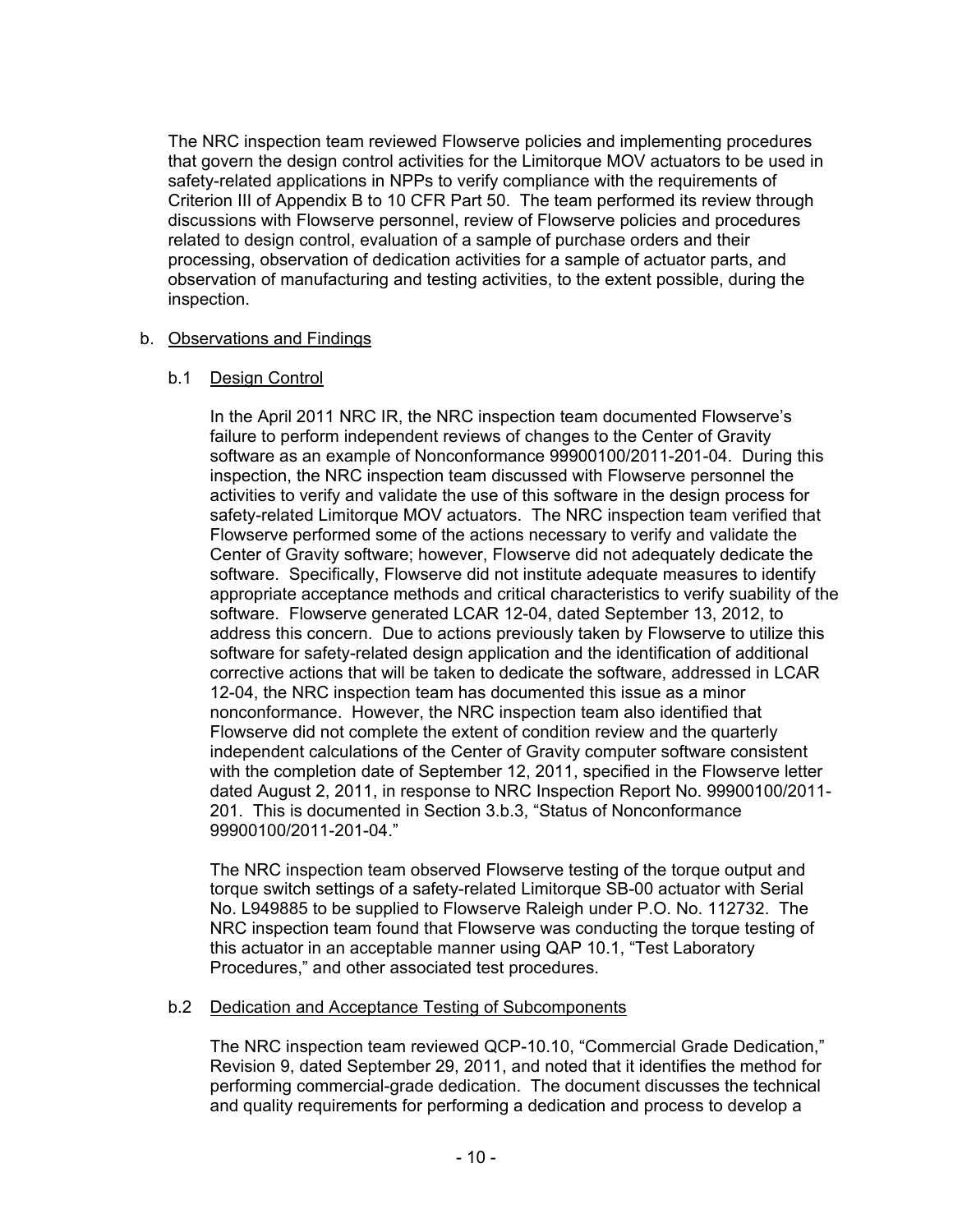The NRC inspection team reviewed Flowserve policies and implementing procedures that govern the design control activities for the Limitorque MOV actuators to be used in safety-related applications in NPPs to verify compliance with the requirements of Criterion III of Appendix B to 10 CFR Part 50. The team performed its review through discussions with Flowserve personnel, review of Flowserve policies and procedures related to design control, evaluation of a sample of purchase orders and their processing, observation of dedication activities for a sample of actuator parts, and observation of manufacturing and testing activities, to the extent possible, during the inspection.

b. Observations and Findings

b.1 Design Control

In the April 2011 NRC IR, the NRC inspection team documented Flowserve's failure to perform independent reviews of changes to the Center of Gravity software as an example of Nonconformance 99900100/2011-201-04. During this inspection, the NRC inspection team discussed with Flowserve personnel the activities to verify and validate the use of this software in the design process for safety-related Limitorque MOV actuators. The NRC inspection team verified that Flowserve performed some of the actions necessary to verify and validate the Center of Gravity software; however, Flowserve did not adequately dedicate the software. Specifically, Flowserve did not institute adequate measures to identify appropriate acceptance methods and critical characteristics to verify suability of the software. Flowserve generated LCAR 12-04, dated September 13, 2012, to address this concern. Due to actions previously taken by Flowserve to utilize this software for safety-related design application and the identification of additional corrective actions that will be taken to dedicate the software, addressed in LCAR 12-04, the NRC inspection team has documented this issue as a minor nonconformance. However, the NRC inspection team also identified that Flowserve did not complete the extent of condition review and the quarterly independent calculations of the Center of Gravity computer software consistent with the completion date of September 12, 2011, specified in the Flowserve letter dated August 2, 2011, in response to NRC Inspection Report No. 99900100/2011-201. This is documented in Section 3.b.3, "Status of Nonconformance 99900100/2011-201-04."

The NRC inspection team observed Flowserve testing of the torque output and torque switch settings of a safety-related Limitorque SB-00 actuator with Serial No. L949885 to be supplied to Flowserve Raleigh under P.O. No. 112732. The NRC inspection team found that Flowserve was conducting the torque testing of this actuator in an acceptable manner using QAP 10.1, "Test Laboratory Procedures," and other associated test procedures.

b.2 Dedication and Acceptance Testing of Subcomponents

The NRC inspection team reviewed QCP-10.10, "Commercial Grade Dedication," Revision 9, dated September 29, 2011, and noted that it identifies the method for performing commercial-grade dedication. The document discusses the technical and quality requirements for performing a dedication and process to develop a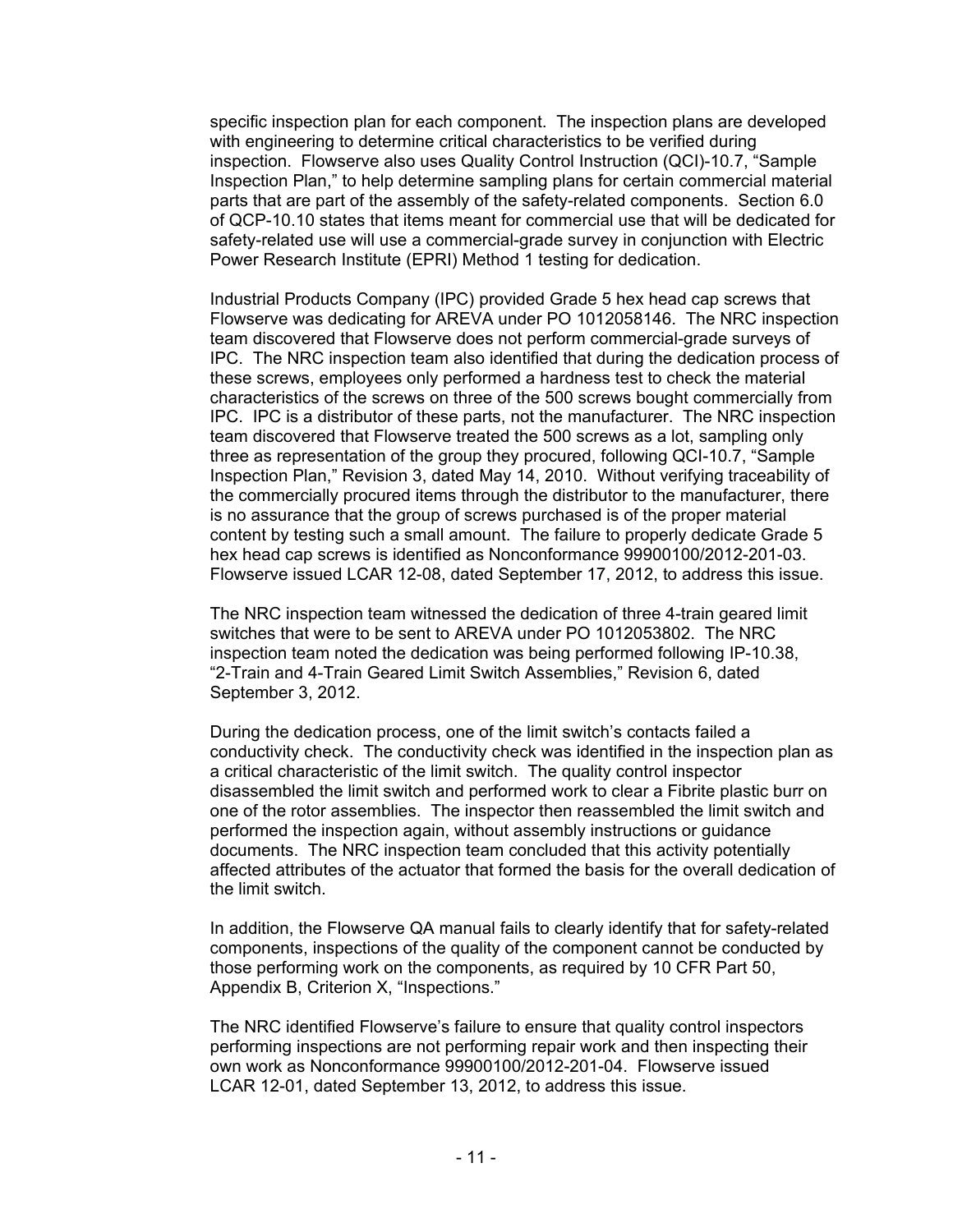specific inspection plan for each component. The inspection plans are developed with engineering to determine critical characteristics to be verified during inspection. Flowserve also uses Quality Control Instruction (QCI)-10.7, "Sample Inspection Plan," to help determine sampling plans for certain commercial material parts that are part of the assembly of the safety-related components. Section 6.0 of QCP-10.10 states that items meant for commercial use that will be dedicated for safety-related use will use a commercial-grade survey in conjunction with Electric Power Research Institute (EPRI) Method 1 testing for dedication.

Industrial Products Company (IPC) provided Grade 5 hex head cap screws that Flowserve was dedicating for AREVA under PO 1012058146. The NRC inspection team discovered that Flowserve does not perform commercial-grade surveys of IPC. The NRC inspection team also identified that during the dedication process of these screws, employees only performed a hardness test to check the material characteristics of the screws on three of the 500 screws bought commercially from IPC. IPC is a distributor of these parts, not the manufacturer. The NRC inspection team discovered that Flowserve treated the 500 screws as a lot, sampling only three as representation of the group they procured, following QCI-10.7, "Sample Inspection Plan," Revision 3, dated May 14, 2010. Without verifying traceability of the commercially procured items through the distributor to the manufacturer, there is no assurance that the group of screws purchased is of the proper material content by testing such a small amount. The failure to properly dedicate Grade 5 hex head cap screws is identified as Nonconformance 99900100/2012-201-03. Flowserve issued LCAR 12-08, dated September 17, 2012, to address this issue.

The NRC inspection team witnessed the dedication of three 4-train geared limit switches that were to be sent to AREVA under PO 1012053802. The NRC inspection team noted the dedication was being performed following IP-10.38, "2-Train and 4-Train Geared Limit Switch Assemblies," Revision 6, dated September 3, 2012.

During the dedication process, one of the limit switch's contacts failed a conductivity check. The conductivity check was identified in the inspection plan as a critical characteristic of the limit switch. The quality control inspector disassembled the limit switch and performed work to clear a Fibrite plastic burr on one of the rotor assemblies. The inspector then reassembled the limit switch and performed the inspection again, without assembly instructions or guidance documents. The NRC inspection team concluded that this activity potentially affected attributes of the actuator that formed the basis for the overall dedication of the limit switch.

In addition, the Flowserve QA manual fails to clearly identify that for safety-related components, inspections of the quality of the component cannot be conducted by those performing work on the components, as required by 10 CFR Part 50, Appendix B, Criterion X, "Inspections."

The NRC identified Flowserve's failure to ensure that quality control inspectors performing inspections are not performing repair work and then inspecting their own work as Nonconformance 99900100/2012-201-04. Flowserve issued LCAR 12-01, dated September 13, 2012, to address this issue.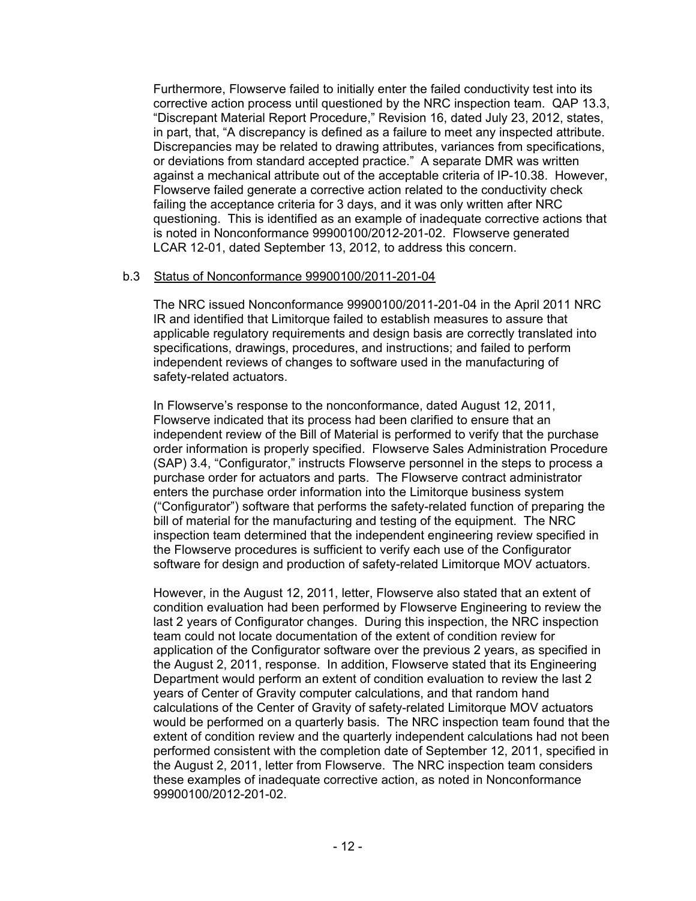Furthermore, Flowserve failed to initially enter the failed conductivity test into its corrective action process until questioned by the NRC inspection team. QAP 13.3, "Discrepant Material Report Procedure," Revision 16, dated July 23, 2012, states, in part, that, "A discrepancy is defined as a failure to meet any inspected attribute. Discrepancies may be related to drawing attributes, variances from specifications, or deviations from standard accepted practice." A separate DMR was written against a mechanical attribute out of the acceptable criteria of IP-10.38. However, Flowserve failed generate a corrective action related to the conductivity check failing the acceptance criteria for 3 days, and it was only written after NRC questioning. This is identified as an example of inadequate corrective actions that is noted in Nonconformance 99900100/2012-201-02. Flowserve generated LCAR 12-01, dated September 13, 2012, to address this concern.

b.3 Status of Nonconformance 99900100/2011-201-04

The NRC issued Nonconformance 99900100/2011-201-04 in the April 2011 NRC IR and identified that Limitorque failed to establish measures to assure that applicable regulatory requirements and design basis are correctly translated into specifications, drawings, procedures, and instructions; and failed to perform independent reviews of changes to software used in the manufacturing of safety-related actuators.

In Flowserve's response to the nonconformance, dated August 12, 2011, Flowserve indicated that its process had been clarified to ensure that an independent review of the Bill of Material is performed to verify that the purchase order information is properly specified. Flowserve Sales Administration Procedure (SAP) 3.4, "Configurator," instructs Flowserve personnel in the steps to process a purchase order for actuators and parts. The Flowserve contract administrator enters the purchase order information into the Limitorque business system ("Configurator") software that performs the safety-related function of preparing the bill of material for the manufacturing and testing of the equipment. The NRC inspection team determined that the independent engineering review specified in the Flowserve procedures is sufficient to verify each use of the Configurator software for design and production of safety-related Limitorque MOV actuators.

However, in the August 12, 2011, letter, Flowserve also stated that an extent of condition evaluation had been performed by Flowserve Engineering to review the last 2 years of Configurator changes. During this inspection, the NRC inspection team could not locate documentation of the extent of condition review for application of the Configurator software over the previous 2 years, as specified in the August 2, 2011, response. In addition, Flowserve stated that its Engineering Department would perform an extent of condition evaluation to review the last 2 years of Center of Gravity computer calculations, and that random hand calculations of the Center of Gravity of safety-related Limitorque MOV actuators would be performed on a quarterly basis. The NRC inspection team found that the extent of condition review and the quarterly independent calculations had not been performed consistent with the completion date of September 12, 2011, specified in the August 2, 2011, letter from Flowserve. The NRC inspection team considers these examples of inadequate corrective action, as noted in Nonconformance 99900100/2012-201-02.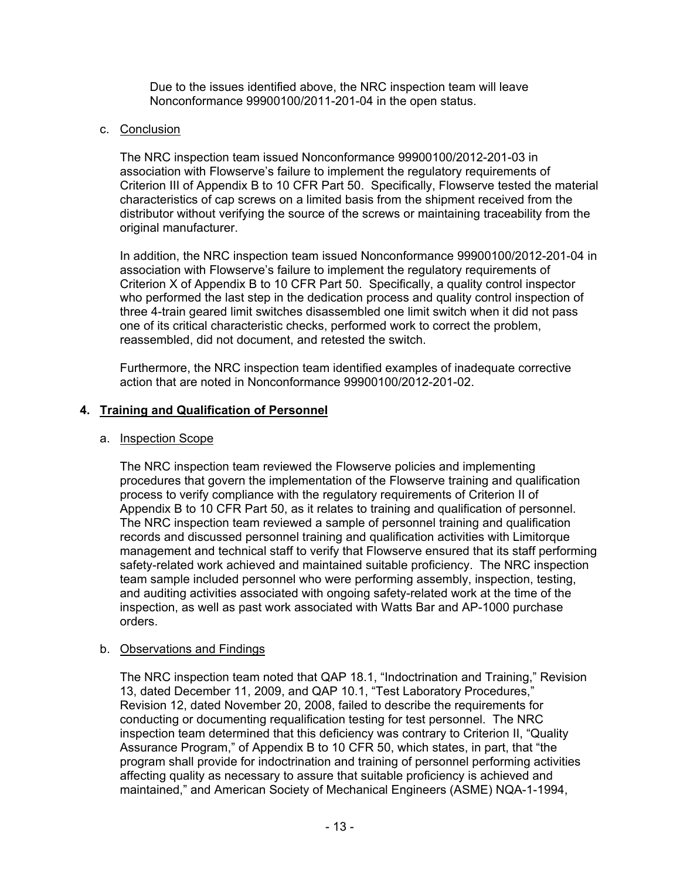Due to the issues identified above, the NRC inspection team will leave Nonconformance 99900100/2011-201-04 in the open status.

c. Conclusion

The NRC inspection team issued Nonconformance 99900100/2012-201-03 in association with Flowserve's failure to implement the regulatory requirements of Criterion III of Appendix B to 10 CFR Part 50. Specifically, Flowserve tested the material characteristics of cap screws on a limited basis from the shipment received from the distributor without verifying the source of the screws or maintaining traceability from the original manufacturer.

In addition, the NRC inspection team issued Nonconformance 99900100/2012-201-04 in association with Flowserve's failure to implement the regulatory requirements of Criterion X of Appendix B to 10 CFR Part 50. Specifically, a quality control inspector who performed the last step in the dedication process and quality control inspection of three 4-train geared limit switches disassembled one limit switch when it did not pass one of its critical characteristic checks, performed work to correct the problem, reassembled, did not document, and retested the switch.

Furthermore, the NRC inspection team identified examples of inadequate corrective action that are noted in Nonconformance 99900100/2012-201-02.

## 4. Training and Qualification of Personnel

a. Inspection Scope

The NRC inspection team reviewed the Flowserve policies and implementing procedures that govern the implementation of the Flowserve training and qualification process to verify compliance with the regulatory requirements of Criterion II of Appendix B to 10 CFR Part 50, as it relates to training and qualification of personnel. The NRC inspection team reviewed a sample of personnel training and qualification records and discussed personnel training and qualification activities with Limitorque management and technical staff to verify that Flowserve ensured that its staff performing safety-related work achieved and maintained suitable proficiency. The NRC inspection team sample included personnel who were performing assembly, inspection, testing, and auditing activities associated with ongoing safety-related work at the time of the inspection, as well as past work associated with Watts Bar and AP-1000 purchase orders.

b. Observations and Findings

The NRC inspection team noted that QAP 18.1, "Indoctrination and Training," Revision 13, dated December 11, 2009, and QAP 10.1, "Test Laboratory Procedures," Revision 12, dated November 20, 2008, failed to describe the requirements for conducting or documenting requalification testing for test personnel. The NRC inspection team determined that this deficiency was contrary to Criterion II, "Quality Assurance Program," of Appendix B to 10 CFR 50, which states, in part, that "the program shall provide for indoctrination and training of personnel performing activities affecting quality as necessary to assure that suitable proficiency is achieved and maintained," and American Society of Mechanical Engineers (ASME) NQA-1-1994,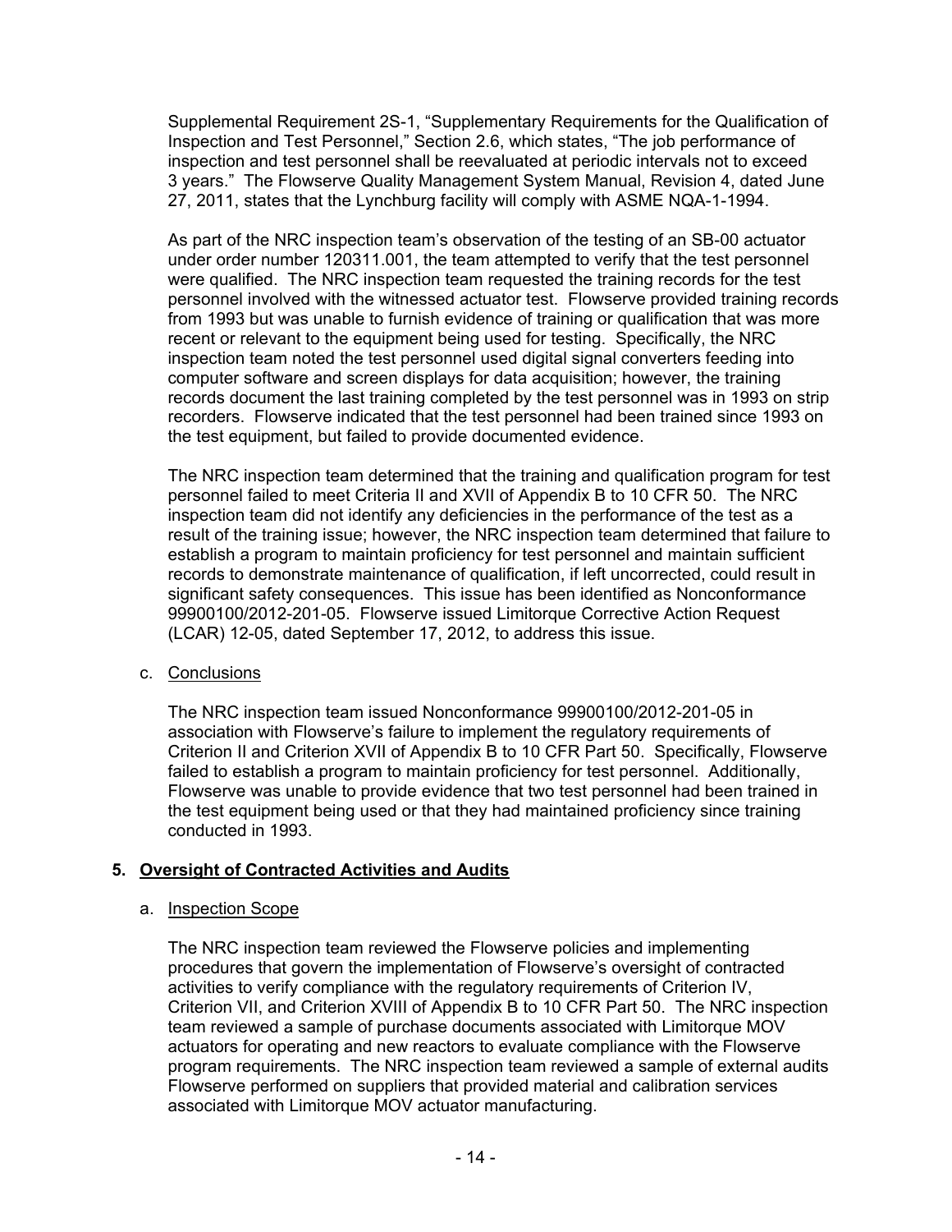Supplemental Requirement 2S-1, "Supplementary Requirements for the Qualification of Inspection and Test Personnel," Section 2.6, which states, "The job performance of inspection and test personnel shall be reevaluated at periodic intervals not to exceed 3 years." The Flowserve Quality Management System Manual, Revision 4, dated June 27, 2011, states that the Lynchburg facility will comply with ASME NQA-1-1994.

As part of the NRC inspection team's observation of the testing of an SB-00 actuator under order number 120311.001, the team attempted to verify that the test personnel were qualified. The NRC inspection team requested the training records for the test personnel involved with the witnessed actuator test. Flowserve provided training records from 1993 but was unable to furnish evidence of training or qualification that was more recent or relevant to the equipment being used for testing. Specifically, the NRC inspection team noted the test personnel used digital signal converters feeding into computer software and screen displays for data acquisition; however, the training records document the last training completed by the test personnel was in 1993 on strip recorders. Flowserve indicated that the test personnel had been trained since 1993 on the test equipment, but failed to provide documented evidence.

The NRC inspection team determined that the training and qualification program for test personnel failed to meet Criteria II and XVII of Appendix B to 10 CFR 50. The NRC inspection team did not identify any deficiencies in the performance of the test as a result of the training issue; however, the NRC inspection team determined that failure to establish a program to maintain proficiency for test personnel and maintain sufficient records to demonstrate maintenance of qualification, if left uncorrected, could result in significant safety consequences. This issue has been identified as Nonconformance 99900100/2012-201-05. Flowserve issued Limitorque Corrective Action Request (LCAR) 12-05, dated September 17, 2012, to address this issue.

c. Conclusions

The NRC inspection team issued Nonconformance 99900100/2012-201-05 in association with Flowserve's failure to implement the regulatory requirements of Criterion II and Criterion XVII of Appendix B to 10 CFR Part 50. Specifically, Flowserve failed to establish a program to maintain proficiency for test personnel. Additionally, Flowserve was unable to provide evidence that two test personnel had been trained in the test equipment being used or that they had maintained proficiency since training conducted in 1993.

## 5. Oversight of Contracted Activities and Audits

a. Inspection Scope

The NRC inspection team reviewed the Flowserve policies and implementing procedures that govern the implementation of Flowserve's oversight of contracted activities to verify compliance with the regulatory requirements of Criterion IV, Criterion VII, and Criterion XVIII of Appendix B to 10 CFR Part 50. The NRC inspection team reviewed a sample of purchase documents associated with Limitorque MOV actuators for operating and new reactors to evaluate compliance with the Flowserve program requirements. The NRC inspection team reviewed a sample of external audits Flowserve performed on suppliers that provided material and calibration services associated with Limitorque MOV actuator manufacturing.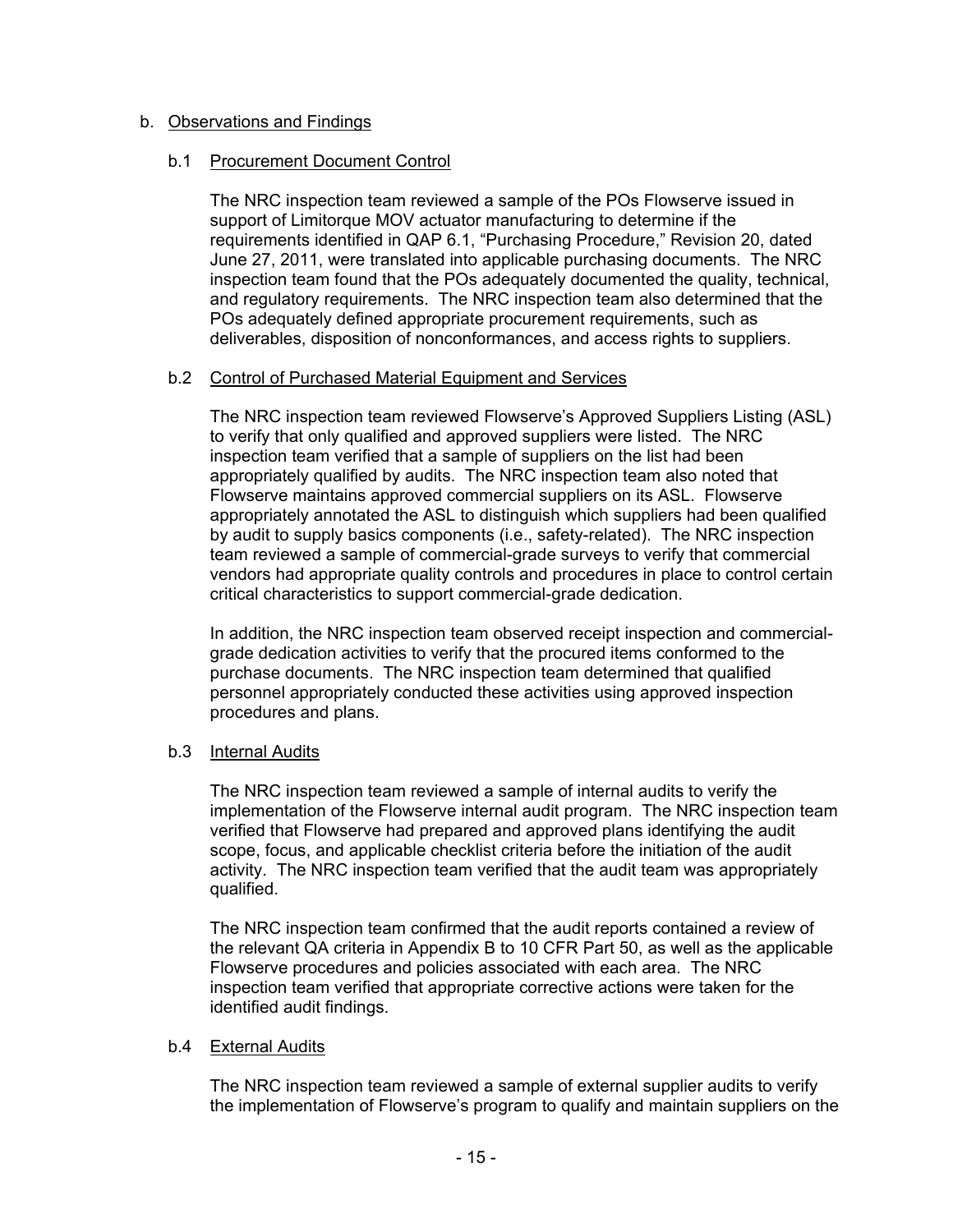b. Observations and Findings

b.1 Procurement Document Control

The NRC inspection team reviewed a sample of the POs Flowserve issued in support of Limitorque MOV actuator manufacturing to determine if the requirements identified in QAP 6.1, "Purchasing Procedure," Revision 20, dated June 27, 2011, were translated into applicable purchasing documents. The NRC inspection team found that the POs adequately documented the quality, technical, and regulatory requirements. The NRC inspection team also determined that the POs adequately defined appropriate procurement requirements, such as deliverables, disposition of nonconformances, and access rights to suppliers.

b.2 Control of Purchased Material Equipment and Services

The NRC inspection team reviewed Flowserve's Approved Suppliers Listing (ASL) to verify that only qualified and approved suppliers were listed. The NRC inspection team verified that a sample of suppliers on the list had been appropriately qualified by audits. The NRC inspection team also noted that Flowserve maintains approved commercial suppliers on its ASL. Flowserve appropriately annotated the ASL to distinguish which suppliers had been qualified by audit to supply basics components (i.e., safety-related). The NRC inspection team reviewed a sample of commercial-grade surveys to verify that commercial vendors had appropriate quality controls and procedures in place to control certain critical characteristics to support commercial-grade dedication.

In addition, the NRC inspection team observed receipt inspection and commercial-grade dedication activities to verify that the procured items conformed to the purchase documents. The NRC inspection team determined that qualified personnel appropriately conducted these activities using approved inspection procedures and plans.

b.3 Internal Audits

The NRC inspection team reviewed a sample of internal audits to verify the implementation of the Flowserve internal audit program. The NRC inspection team verified that Flowserve had prepared and approved plans identifying the audit scope, focus, and applicable checklist criteria before the initiation of the audit activity. The NRC inspection team verified that the audit team was appropriately qualified.

The NRC inspection team confirmed that the audit reports contained a review of the relevant QA criteria in Appendix B to 10 CFR Part 50, as well as the applicable Flowserve procedures and policies associated with each area. The NRC inspection team verified that appropriate corrective actions were taken for the identified audit findings.

b.4 External Audits

The NRC inspection team reviewed a sample of external supplier audits to verify the implementation of Flowserve's program to qualify and maintain suppliers on the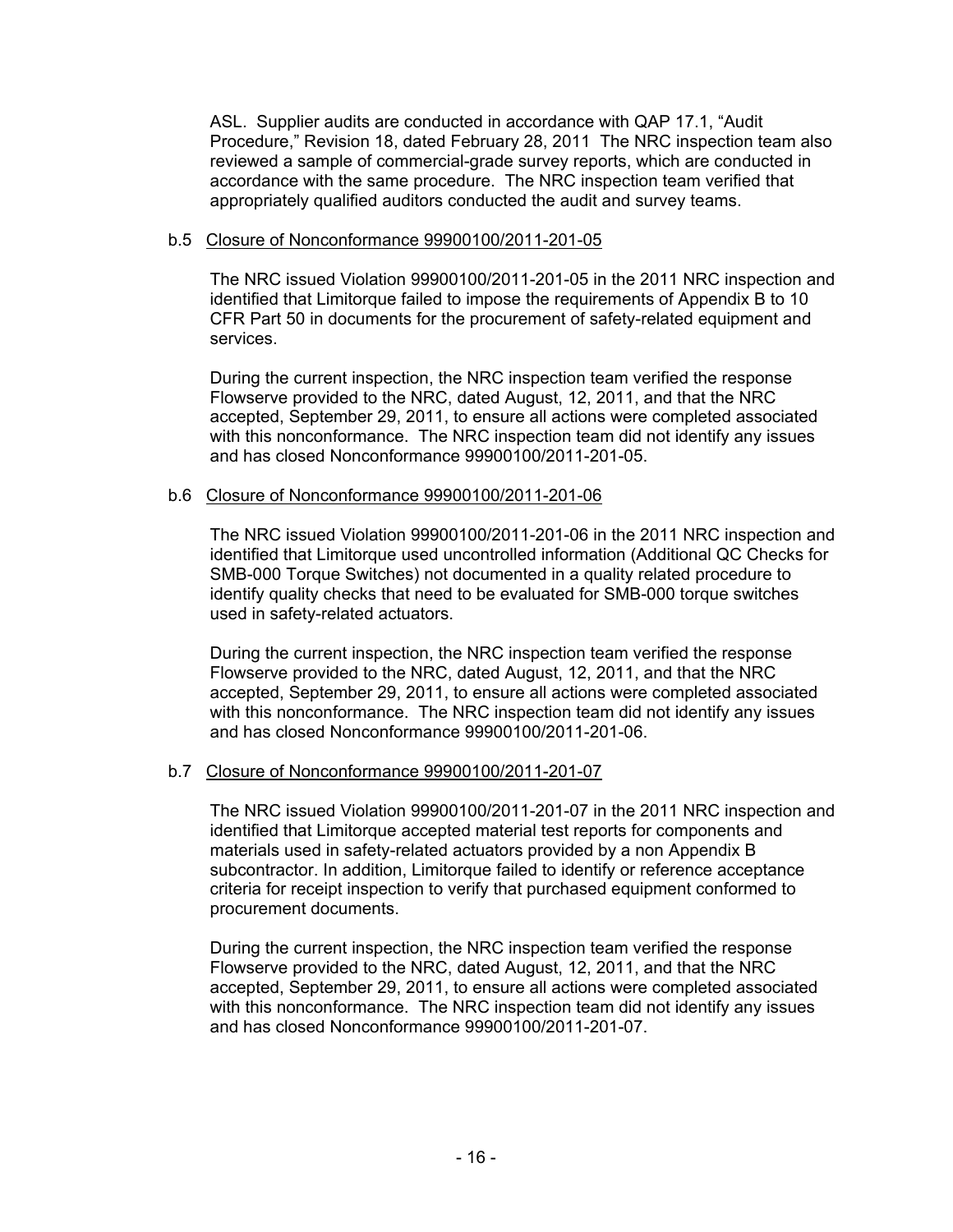ASL. Supplier audits are conducted in accordance with QAP 17.1, "Audit Procedure," Revision 18, dated February 28, 2011 The NRC inspection team also reviewed a sample of commercial-grade survey reports, which are conducted in accordance with the same procedure. The NRC inspection team verified that appropriately qualified auditors conducted the audit and survey teams.

b.5 Closure of Nonconformance 99900100/2011-201-05

The NRC issued Violation 99900100/2011-201-05 in the 2011 NRC inspection and identified that Limitorque failed to impose the requirements of Appendix B to 10 CFR Part 50 in documents for the procurement of safety-related equipment and services.

During the current inspection, the NRC inspection team verified the response Flowserve provided to the NRC, dated August, 12, 2011, and that the NRC accepted, September 29, 2011, to ensure all actions were completed associated with this nonconformance. The NRC inspection team did not identify any issues and has closed Nonconformance 99900100/2011-201-05.

b.6 Closure of Nonconformance 99900100/2011-201-06

The NRC issued Violation 99900100/2011-201-06 in the 2011 NRC inspection and identified that Limitorque used uncontrolled information (Additional QC Checks for SMB-000 Torque Switches) not documented in a quality related procedure to identify quality checks that need to be evaluated for SMB-000 torque switches used in safety-related actuators.

During the current inspection, the NRC inspection team verified the response Flowserve provided to the NRC, dated August, 12, 2011, and that the NRC accepted, September 29, 2011, to ensure all actions were completed associated with this nonconformance. The NRC inspection team did not identify any issues and has closed Nonconformance 99900100/2011-201-06.

b.7 Closure of Nonconformance 99900100/2011-201-07

The NRC issued Violation 99900100/2011-201-07 in the 2011 NRC inspection and identified that Limitorque accepted material test reports for components and materials used in safety-related actuators provided by a non Appendix B subcontractor. In addition, Limitorque failed to identify or reference acceptance criteria for receipt inspection to verify that purchased equipment conformed to procurement documents.

During the current inspection, the NRC inspection team verified the response Flowserve provided to the NRC, dated August, 12, 2011, and that the NRC accepted, September 29, 2011, to ensure all actions were completed associated with this nonconformance. The NRC inspection team did not identify any issues and has closed Nonconformance 99900100/2011-201-07.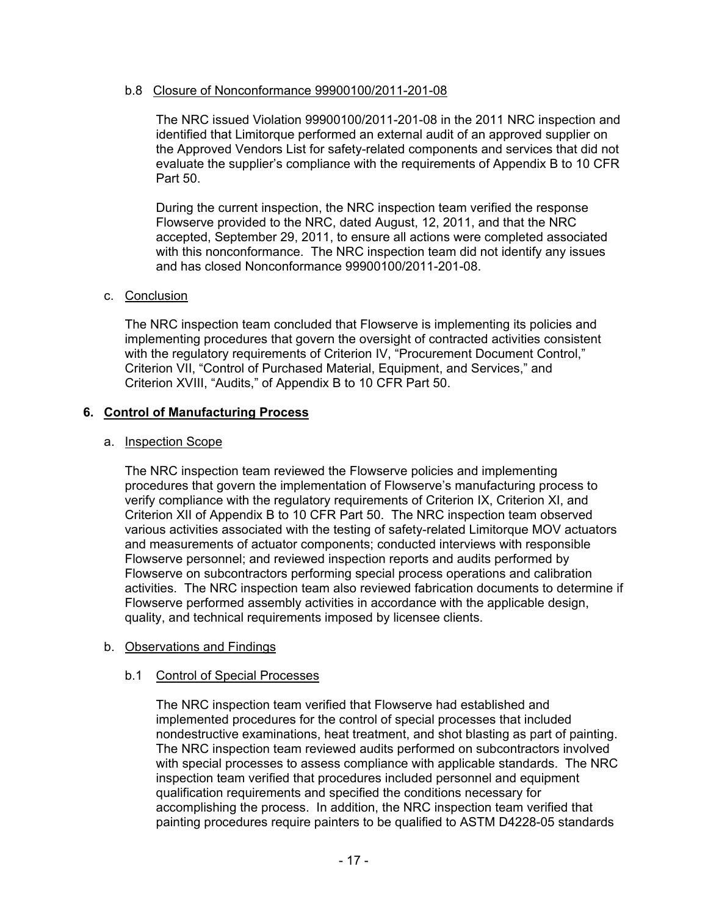b.8 Closure of Nonconformance 99900100/2011-201-08

The NRC issued Violation 99900100/2011-201-08 in the 2011 NRC inspection and identified that Limitorque performed an external audit of an approved supplier on the Approved Vendors List for safety-related components and services that did not evaluate the supplier's compliance with the requirements of Appendix B to 10 CFR Part 50.

During the current inspection, the NRC inspection team verified the response Flowserve provided to the NRC, dated August, 12, 2011, and that the NRC accepted, September 29, 2011, to ensure all actions were completed associated with this nonconformance. The NRC inspection team did not identify any issues and has closed Nonconformance 99900100/2011-201-08.

c. Conclusion

The NRC inspection team concluded that Flowserve is implementing its policies and implementing procedures that govern the oversight of contracted activities consistent with the regulatory requirements of Criterion IV, "Procurement Document Control," Criterion VII, "Control of Purchased Material, Equipment, and Services," and Criterion XVIII, "Audits," of Appendix B to 10 CFR Part 50.

## 6. Control of Manufacturing Process

a. Inspection Scope

The NRC inspection team reviewed the Flowserve policies and implementing procedures that govern the implementation of Flowserve's manufacturing process to verify compliance with the regulatory requirements of Criterion IX, Criterion XI, and Criterion XII of Appendix B to 10 CFR Part 50. The NRC inspection team observed various activities associated with the testing of safety-related Limitorque MOV actuators and measurements of actuator components; conducted interviews with responsible Flowserve personnel; and reviewed inspection reports and audits performed by Flowserve on subcontractors performing special process operations and calibration activities. The NRC inspection team also reviewed fabrication documents to determine if Flowserve performed assembly activities in accordance with the applicable design, quality, and technical requirements imposed by licensee clients.

b. Observations and Findings

b.1 Control of Special Processes

The NRC inspection team verified that Flowserve had established and implemented procedures for the control of special processes that included nondestructive examinations, heat treatment, and shot blasting as part of painting. The NRC inspection team reviewed audits performed on subcontractors involved with special processes to assess compliance with applicable standards. The NRC inspection team verified that procedures included personnel and equipment qualification requirements and specified the conditions necessary for accomplishing the process. In addition, the NRC inspection team verified that painting procedures require painters to be qualified to ASTM D4228-05 standards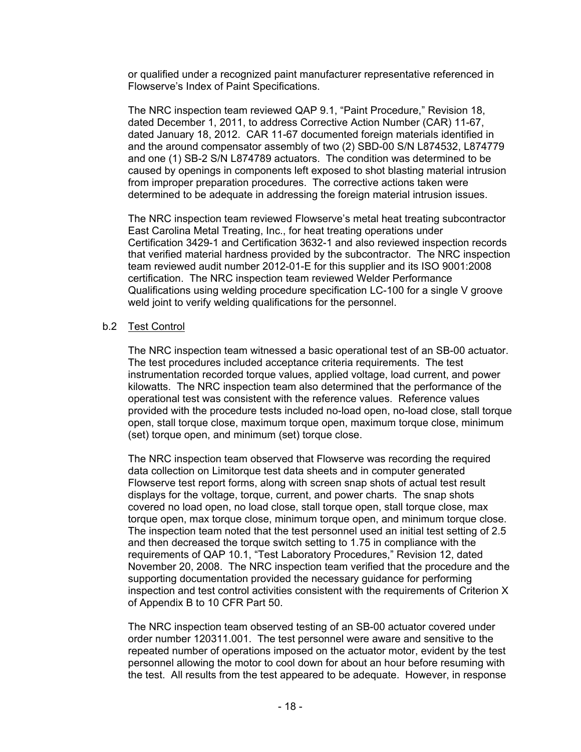or qualified under a recognized paint manufacturer representative referenced in Flowserve's Index of Paint Specifications.

The NRC inspection team reviewed QAP 9.1, "Paint Procedure," Revision 18, dated December 1, 2011, to address Corrective Action Number (CAR) 11-67, dated January 18, 2012. CAR 11-67 documented foreign materials identified in and the around compensator assembly of two (2) SBD-00 S/N L874532, L874779 and one (1) SB-2 S/N L874789 actuators. The condition was determined to be caused by openings in components left exposed to shot blasting material intrusion from improper preparation procedures. The corrective actions taken were determined to be adequate in addressing the foreign material intrusion issues.

The NRC inspection team reviewed Flowserve's metal heat treating subcontractor East Carolina Metal Treating, Inc., for heat treating operations under Certification 3429-1 and Certification 3632-1 and also reviewed inspection records that verified material hardness provided by the subcontractor. The NRC inspection team reviewed audit number 2012-01-E for this supplier and its ISO 9001:2008 certification. The NRC inspection team reviewed Welder Performance Qualifications using welding procedure specification LC-100 for a single V groove weld joint to verify welding qualifications for the personnel.

b.2 Test Control

The NRC inspection team witnessed a basic operational test of an SB-00 actuator. The test procedures included acceptance criteria requirements. The test instrumentation recorded torque values, applied voltage, load current, and power kilowatts. The NRC inspection team also determined that the performance of the operational test was consistent with the reference values. Reference values provided with the procedure tests included no-load open, no-load close, stall torque open, stall torque close, maximum torque open, maximum torque close, minimum (set) torque open, and minimum (set) torque close.

The NRC inspection team observed that Flowserve was recording the required data collection on Limitorque test data sheets and in computer generated Flowserve test report forms, along with screen snap shots of actual test result displays for the voltage, torque, current, and power charts. The snap shots covered no load open, no load close, stall torque open, stall torque close, max torque open, max torque close, minimum torque open, and minimum torque close. The inspection team noted that the test personnel used an initial test setting of 2.5 and then decreased the torque switch setting to 1.75 in compliance with the requirements of QAP 10.1, "Test Laboratory Procedures," Revision 12, dated November 20, 2008. The NRC inspection team verified that the procedure and the supporting documentation provided the necessary guidance for performing inspection and test control activities consistent with the requirements of Criterion X of Appendix B to 10 CFR Part 50.

The NRC inspection team observed testing of an SB-00 actuator covered under order number 120311.001. The test personnel were aware and sensitive to the repeated number of operations imposed on the actuator motor, evident by the test personnel allowing the motor to cool down for about an hour before resuming with the test. All results from the test appeared to be adequate. However, in response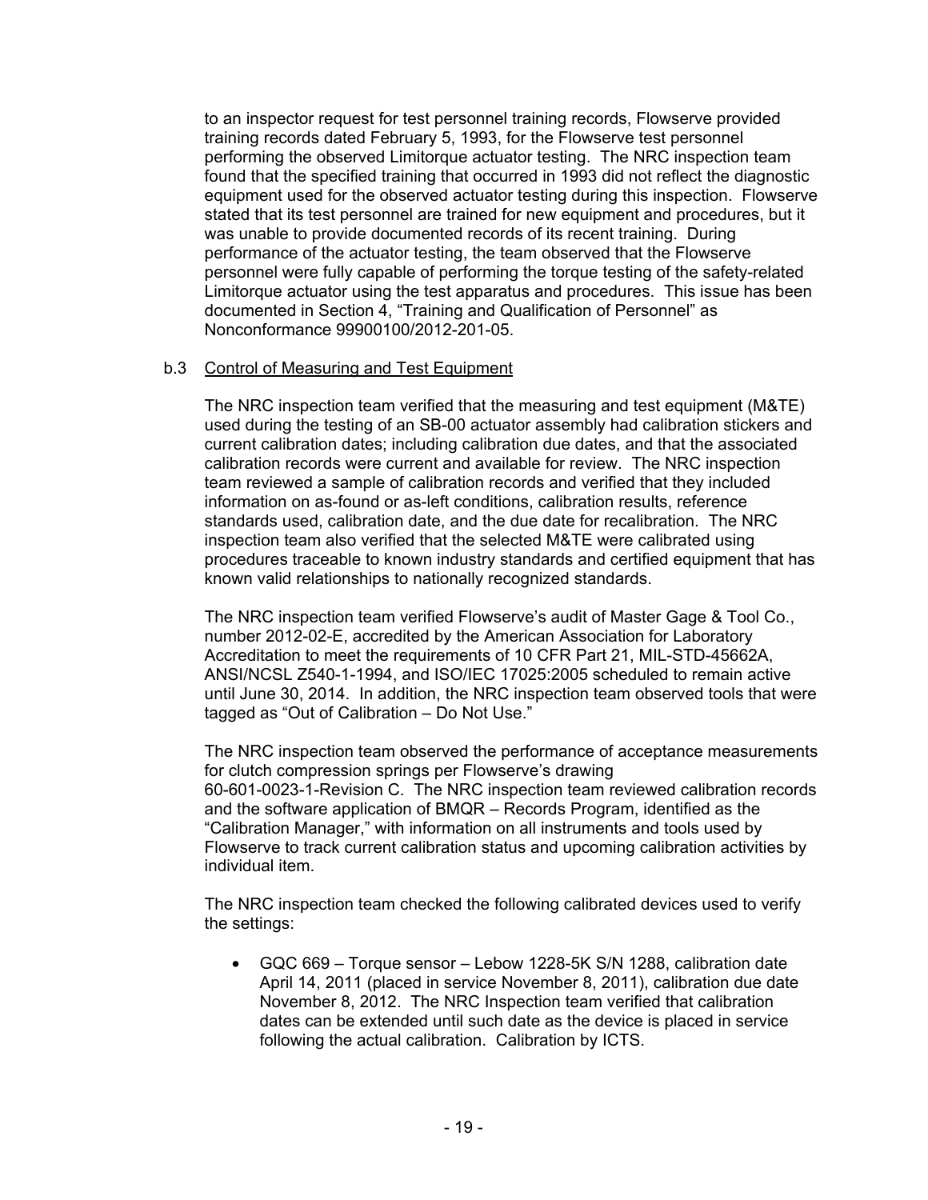to an inspector request for test personnel training records, Flowserve provided training records dated February 5, 1993, for the Flowserve test personnel performing the observed Limitorque actuator testing. The NRC inspection team found that the specified training that occurred in 1993 did not reflect the diagnostic equipment used for the observed actuator testing during this inspection. Flowserve stated that its test personnel are trained for new equipment and procedures, but it was unable to provide documented records of its recent training. During performance of the actuator testing, the team observed that the Flowserve personnel were fully capable of performing the torque testing of the safety-related Limitorque actuator using the test apparatus and procedures. This issue has been documented in Section 4, "Training and Qualification of Personnel" as Nonconformance 99900100/2012-201-05.

b.3 Control of Measuring and Test Equipment

The NRC inspection team verified that the measuring and test equipment (M&TE) used during the testing of an SB-00 actuator assembly had calibration stickers and current calibration dates; including calibration due dates, and that the associated calibration records were current and available for review. The NRC inspection team reviewed a sample of calibration records and verified that they included information on as-found or as-left conditions, calibration results, reference standards used, calibration date, and the due date for recalibration. The NRC inspection team also verified that the selected M&TE were calibrated using procedures traceable to known industry standards and certified equipment that has known valid relationships to nationally recognized standards.

The NRC inspection team verified Flowserve's audit of Master Gage & Tool Co., number 2012-02-E, accredited by the American Association for Laboratory Accreditation to meet the requirements of 10 CFR Part 21, MIL-STD-45662A, ANSI/NCSL Z540-1-1994, and ISO/IEC 17025:2005 scheduled to remain active until June 30, 2014. In addition, the NRC inspection team observed tools that were tagged as "Out of Calibration – Do Not Use."

The NRC inspection team observed the performance of acceptance measurements for clutch compression springs per Flowserve's drawing 60-601-0023-1-Revision C. The NRC inspection team reviewed calibration records and the software application of BMQR – Records Program, identified as the "Calibration Manager," with information on all instruments and tools used by Flowserve to track current calibration status and upcoming calibration activities by individual item.

The NRC inspection team checked the following calibrated devices used to verify the settings:

- GQC 669 – Torque sensor – Lebow 1228-5K S/N 1288, calibration date April 14, 2011 (placed in service November 8, 2011), calibration due date November 8, 2012. The NRC Inspection team verified that calibration dates can be extended until such date as the device is placed in service following the actual calibration. Calibration by ICTS.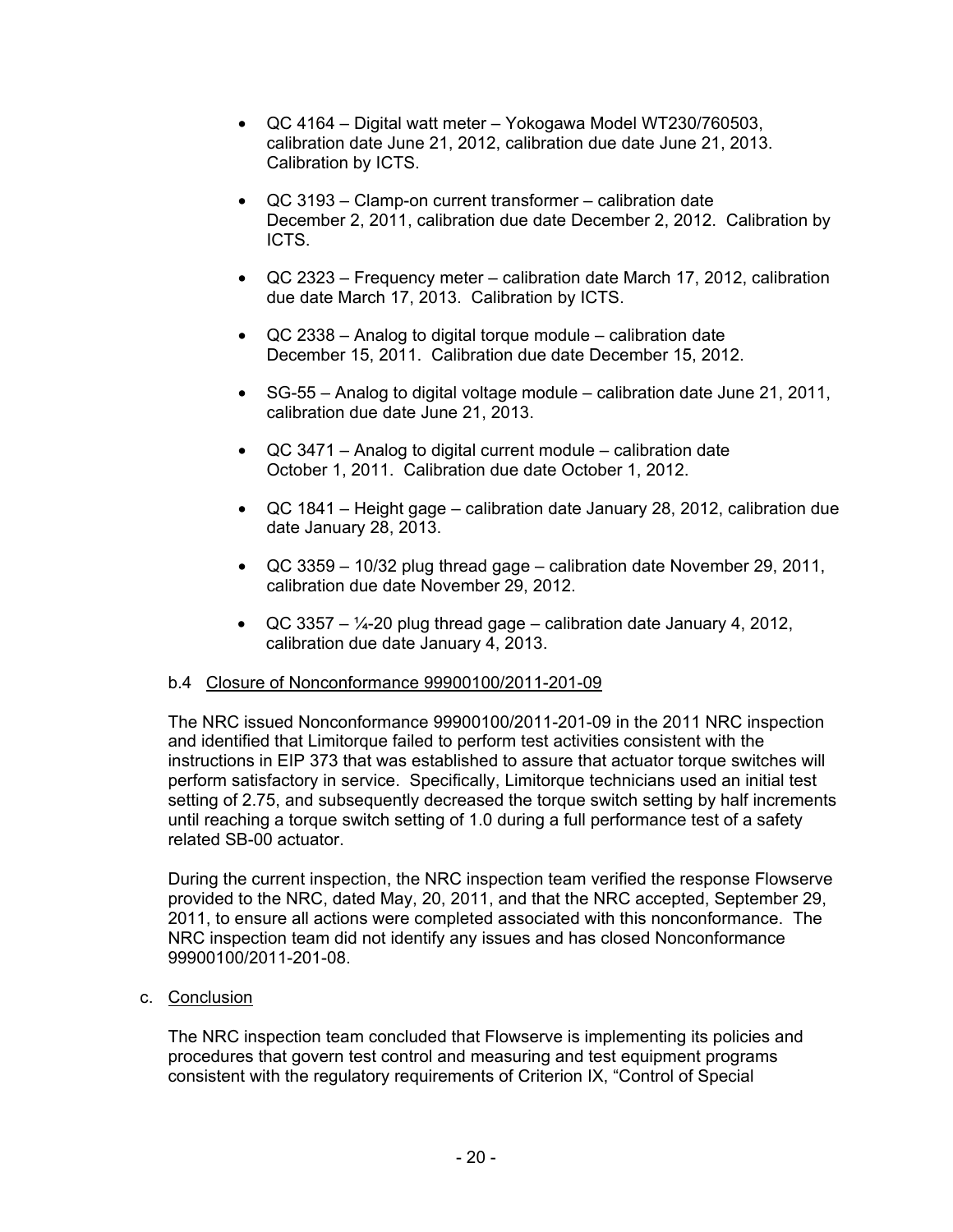- QC 4164 – Digital watt meter – Yokogawa Model WT230/760503, calibration date June 21, 2012, calibration due date June 21, 2013. Calibration by ICTS.

- QC 3193 – Clamp-on current transformer – calibration date December 2, 2011, calibration due date December 2, 2012. Calibration by ICTS.

- QC 2323 – Frequency meter – calibration date March 17, 2012, calibration due date March 17, 2013. Calibration by ICTS.

- QC 2338 – Analog to digital torque module – calibration date December 15, 2011. Calibration due date December 15, 2012.

- SG-55 – Analog to digital voltage module – calibration date June 21, 2011, calibration due date June 21, 2013.

- QC 3471 – Analog to digital current module – calibration date October 1, 2011. Calibration due date October 1, 2012.

- QC 1841 – Height gage – calibration date January 28, 2012, calibration due date January 28, 2013.

- QC 3359 – 10/32 plug thread gage – calibration date November 29, 2011, calibration due date November 29, 2012.

- QC 3357 – ¼-20 plug thread gage – calibration date January 4, 2012, calibration due date January 4, 2013.

b.4 Closure of Nonconformance 99900100/2011-201-09

The NRC issued Nonconformance 99900100/2011-201-09 in the 2011 NRC inspection and identified that Limitorque failed to perform test activities consistent with the instructions in EIP 373 that was established to assure that actuator torque switches will perform satisfactory in service. Specifically, Limitorque technicians used an initial test setting of 2.75, and subsequently decreased the torque switch setting by half increments until reaching a torque switch setting of 1.0 during a full performance test of a safety related SB-00 actuator.

During the current inspection, the NRC inspection team verified the response Flowserve provided to the NRC, dated May, 20, 2011, and that the NRC accepted, September 29, 2011, to ensure all actions were completed associated with this nonconformance. The NRC inspection team did not identify any issues and has closed Nonconformance 99900100/2011-201-08.

c. Conclusion

The NRC inspection team concluded that Flowserve is implementing its policies and procedures that govern test control and measuring and test equipment programs consistent with the regulatory requirements of Criterion IX, "Control of Special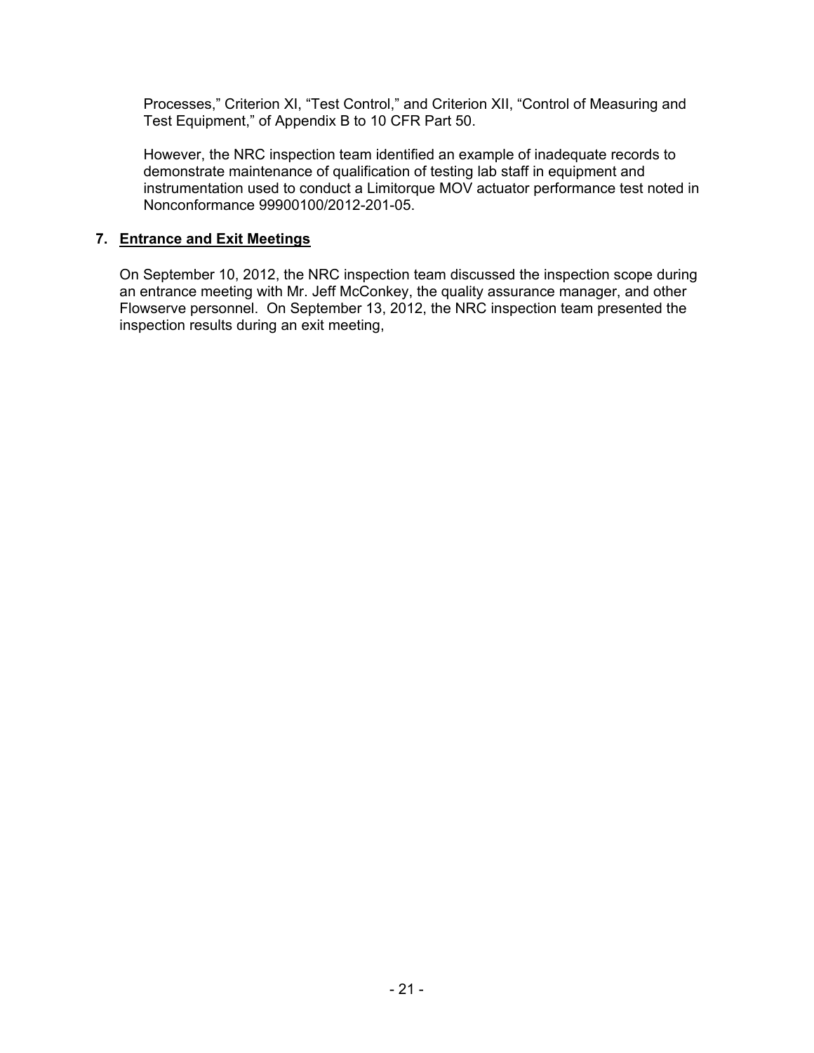Processes," Criterion XI, "Test Control," and Criterion XII, "Control of Measuring and Test Equipment," of Appendix B to 10 CFR Part 50.

However, the NRC inspection team identified an example of inadequate records to demonstrate maintenance of qualification of testing lab staff in equipment and instrumentation used to conduct a Limitorque MOV actuator performance test noted in Nonconformance 99900100/2012-201-05.

## 7. Entrance and Exit Meetings

On September 10, 2012, the NRC inspection team discussed the inspection scope during an entrance meeting with Mr. Jeff McConkey, the quality assurance manager, and other Flowserve personnel. On September 13, 2012, the NRC inspection team presented the inspection results during an exit meeting,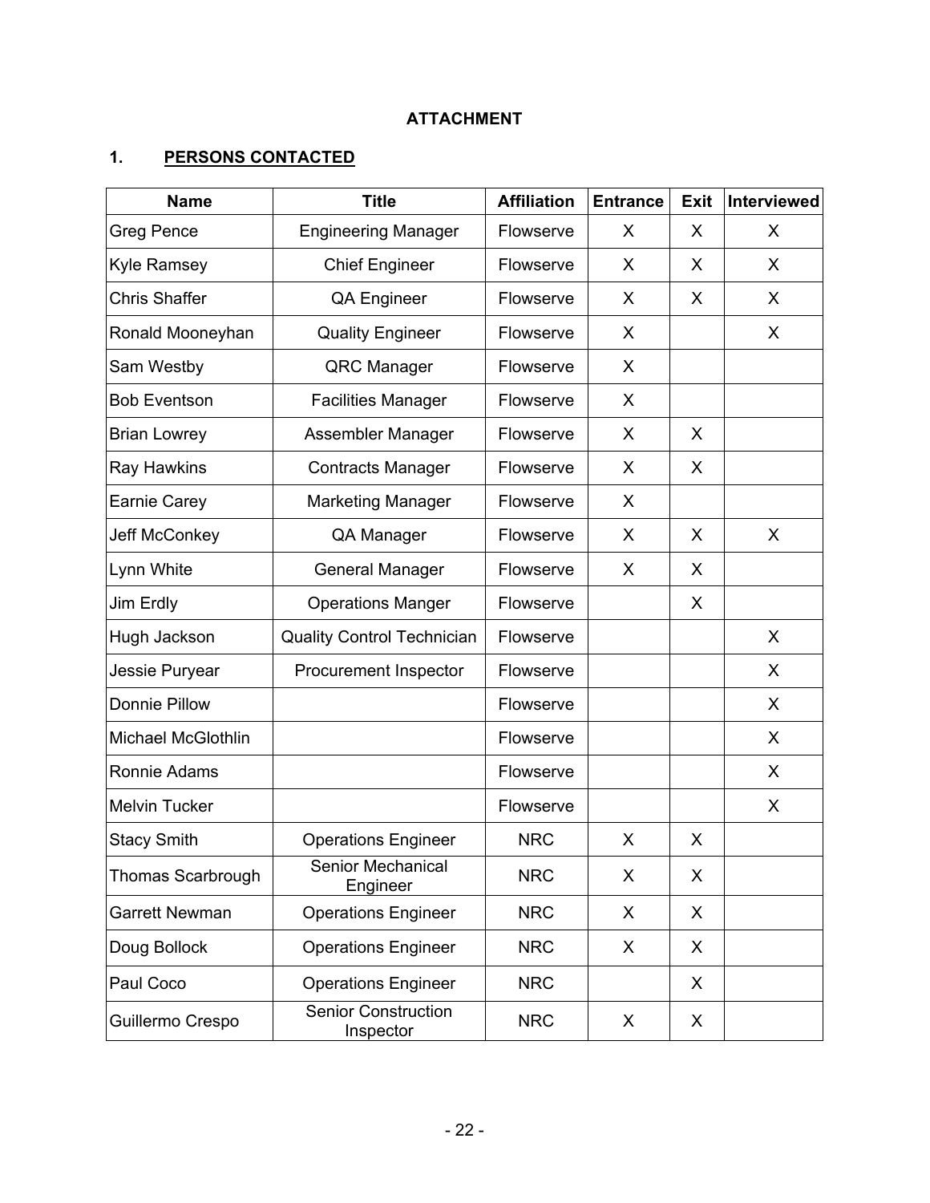**ATTACHMENT**

## 1. PERSONS CONTACTED

| Name | Title | Affiliation | Entrance | Exit | Interviewed |
|---|---|---|---|---|---|
| Greg Pence | Engineering Manager | Flowserve | X | X | X |
| Kyle Ramsey | Chief Engineer | Flowserve | X | X | X |
| Chris Shaffer | QA Engineer | Flowserve | X | X | X |
| Ronald Mooneyhan | Quality Engineer | Flowserve | X | | X |
| Sam Westby | QRC Manager | Flowserve | X | | |
| Bob Eventson | Facilities Manager | Flowserve | X | | |
| Brian Lowrey | Assembler Manager | Flowserve | X | X | |
| Ray Hawkins | Contracts Manager | Flowserve | X | X | |
| Earnie Carey | Marketing Manager | Flowserve | X | | |
| Jeff McConkey | QA Manager | Flowserve | X | X | X |
| Lynn White | General Manager | Flowserve | X | X | |
| Jim Erdly | Operations Manger | Flowserve | | X | |
| Hugh Jackson | Quality Control Technician | Flowserve | | | X |
| Jessie Puryear | Procurement Inspector | Flowserve | | | X |
| Donnie Pillow | | Flowserve | | | X |
| Michael McGlothlin | | Flowserve | | | X |
| Ronnie Adams | | Flowserve | | | X |
| Melvin Tucker | | Flowserve | | | X |
| Stacy Smith | Operations Engineer | NRC | X | X | |
| Thomas Scarbrough | Senior Mechanical Engineer | NRC | X | X | |
| Garrett Newman | Operations Engineer | NRC | X | X | |
| Doug Bollock | Operations Engineer | NRC | X | X | |
| Paul Coco | Operations Engineer | NRC | | X | |
| Guillermo Crespo | Senior Construction Inspector | NRC | X | X | |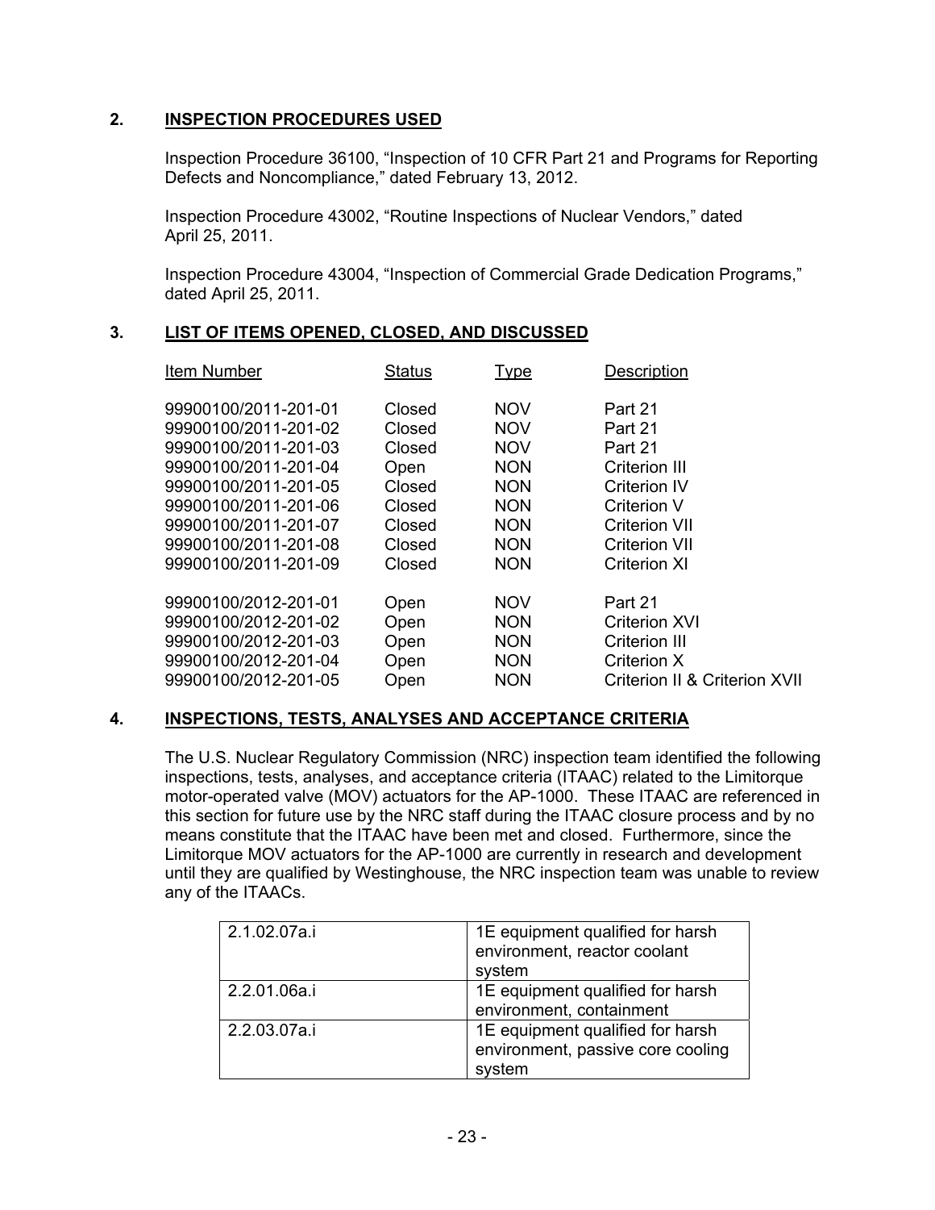## 2. INSPECTION PROCEDURES USED

Inspection Procedure 36100, "Inspection of 10 CFR Part 21 and Programs for Reporting Defects and Noncompliance," dated February 13, 2012.

Inspection Procedure 43002, "Routine Inspections of Nuclear Vendors," dated April 25, 2011.

Inspection Procedure 43004, "Inspection of Commercial Grade Dedication Programs," dated April 25, 2011.

## 3. LIST OF ITEMS OPENED, CLOSED, AND DISCUSSED

| Item Number | Status | Type | Description |
|---|---|---|---|
| 99900100/2011-201-01 | Closed | NOV | Part 21 |
| 99900100/2011-201-02 | Closed | NOV | Part 21 |
| 99900100/2011-201-03 | Closed | NOV | Part 21 |
| 99900100/2011-201-04 | Open | NON | Criterion III |
| 99900100/2011-201-05 | Closed | NON | Criterion IV |
| 99900100/2011-201-06 | Closed | NON | Criterion V |
| 99900100/2011-201-07 | Closed | NON | Criterion VII |
| 99900100/2011-201-08 | Closed | NON | Criterion VII |
| 99900100/2011-201-09 | Closed | NON | Criterion XI |
| 99900100/2012-201-01 | Open | NOV | Part 21 |
| 99900100/2012-201-02 | Open | NON | Criterion XVI |
| 99900100/2012-201-03 | Open | NON | Criterion III |
| 99900100/2012-201-04 | Open | NON | Criterion X |
| 99900100/2012-201-05 | Open | NON | Criterion II & Criterion XVII |

## 4. INSPECTIONS, TESTS, ANALYSES AND ACCEPTANCE CRITERIA

The U.S. Nuclear Regulatory Commission (NRC) inspection team identified the following inspections, tests, analyses, and acceptance criteria (ITAAC) related to the Limitorque motor-operated valve (MOV) actuators for the AP-1000. These ITAAC are referenced in this section for future use by the NRC staff during the ITAAC closure process and by no means constitute that the ITAAC have been met and closed. Furthermore, since the Limitorque MOV actuators for the AP-1000 are currently in research and development until they are qualified by Westinghouse, the NRC inspection team was unable to review any of the ITAACs.

| | |
|---|---|
| 2.1.02.07a.i | 1E equipment qualified for harsh environment, reactor coolant system |
| 2.2.01.06a.i | 1E equipment qualified for harsh environment, containment |
| 2.2.03.07a.i | 1E equipment qualified for harsh environment, passive core cooling system |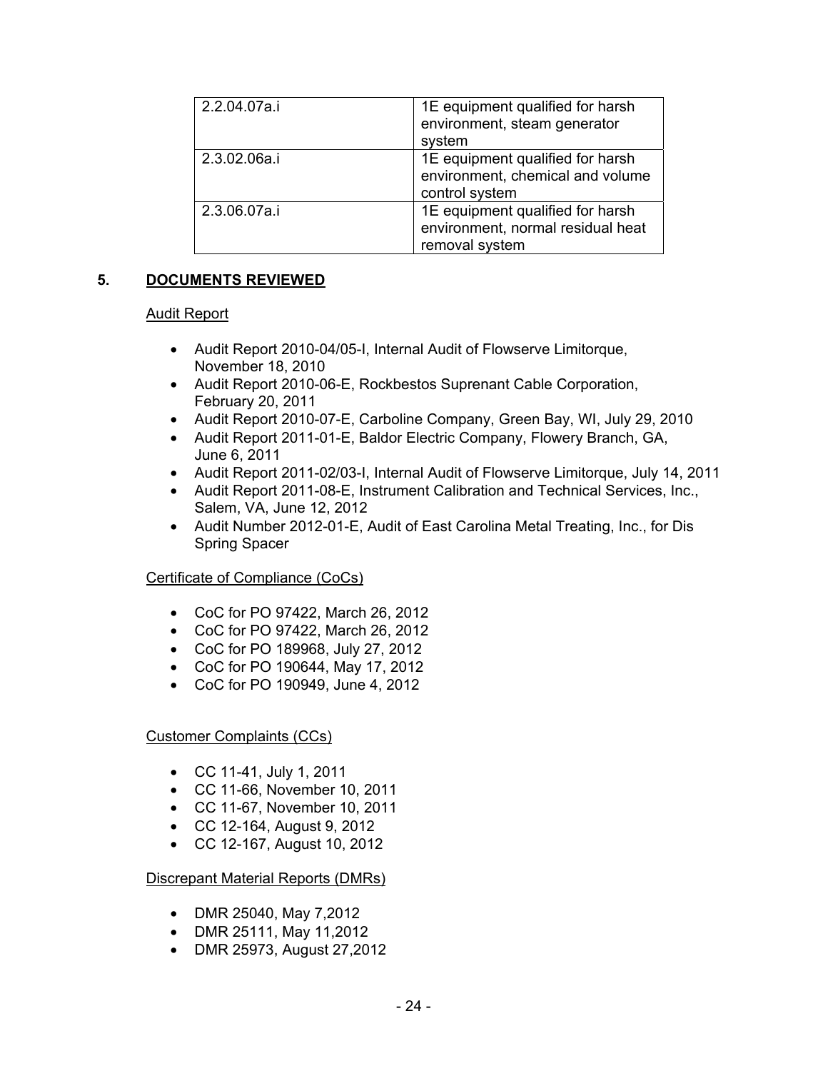| | |
|---|---|
| 2.2.04.07a.i | 1E equipment qualified for harsh environment, steam generator system |
| 2.3.02.06a.i | 1E equipment qualified for harsh environment, chemical and volume control system |
| 2.3.06.07a.i | 1E equipment qualified for harsh environment, normal residual heat removal system |

## 5. DOCUMENTS REVIEWED

Audit Report

- Audit Report 2010-04/05-I, Internal Audit of Flowserve Limitorque, November 18, 2010
- Audit Report 2010-06-E, Rockbestos Suprenant Cable Corporation, February 20, 2011
- Audit Report 2010-07-E, Carboline Company, Green Bay, WI, July 29, 2010
- Audit Report 2011-01-E, Baldor Electric Company, Flowery Branch, GA, June 6, 2011
- Audit Report 2011-02/03-I, Internal Audit of Flowserve Limitorque, July 14, 2011
- Audit Report 2011-08-E, Instrument Calibration and Technical Services, Inc., Salem, VA, June 12, 2012
- Audit Number 2012-01-E, Audit of East Carolina Metal Treating, Inc., for Dis Spring Spacer

Certificate of Compliance (CoCs)

- CoC for PO 97422, March 26, 2012
- CoC for PO 97422, March 26, 2012
- CoC for PO 189968, July 27, 2012
- CoC for PO 190644, May 17, 2012
- CoC for PO 190949, June 4, 2012

Customer Complaints (CCs)

- CC 11-41, July 1, 2011
- CC 11-66, November 10, 2011
- CC 11-67, November 10, 2011
- CC 12-164, August 9, 2012
- CC 12-167, August 10, 2012

Discrepant Material Reports (DMRs)

- DMR 25040, May 7,2012
- DMR 25111, May 11,2012
- DMR 25973, August 27,2012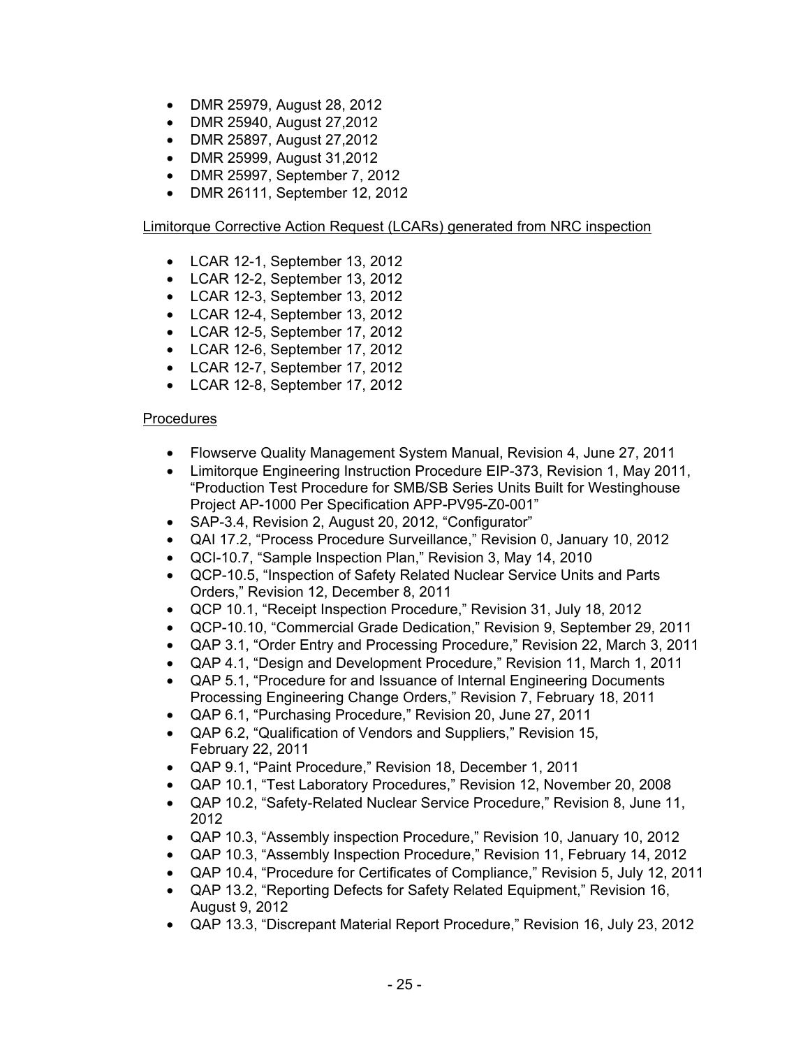- DMR 25979, August 28, 2012
- DMR 25940, August 27,2012
- DMR 25897, August 27,2012
- DMR 25999, August 31,2012
- DMR 25997, September 7, 2012
- DMR 26111, September 12, 2012

Limitorque Corrective Action Request (LCARs) generated from NRC inspection

- LCAR 12-1, September 13, 2012
- LCAR 12-2, September 13, 2012
- LCAR 12-3, September 13, 2012
- LCAR 12-4, September 13, 2012
- LCAR 12-5, September 17, 2012
- LCAR 12-6, September 17, 2012
- LCAR 12-7, September 17, 2012
- LCAR 12-8, September 17, 2012

Procedures

- Flowserve Quality Management System Manual, Revision 4, June 27, 2011
- Limitorque Engineering Instruction Procedure EIP-373, Revision 1, May 2011, "Production Test Procedure for SMB/SB Series Units Built for Westinghouse Project AP-1000 Per Specification APP-PV95-Z0-001"
- SAP-3.4, Revision 2, August 20, 2012, "Configurator"
- QAI 17.2, "Process Procedure Surveillance," Revision 0, January 10, 2012
- QCI-10.7, "Sample Inspection Plan," Revision 3, May 14, 2010
- QCP-10.5, "Inspection of Safety Related Nuclear Service Units and Parts Orders," Revision 12, December 8, 2011
- QCP 10.1, "Receipt Inspection Procedure," Revision 31, July 18, 2012
- QCP-10.10, "Commercial Grade Dedication," Revision 9, September 29, 2011
- QAP 3.1, "Order Entry and Processing Procedure," Revision 22, March 3, 2011
- QAP 4.1, "Design and Development Procedure," Revision 11, March 1, 2011
- QAP 5.1, "Procedure for and Issuance of Internal Engineering Documents Processing Engineering Change Orders," Revision 7, February 18, 2011
- QAP 6.1, "Purchasing Procedure," Revision 20, June 27, 2011
- QAP 6.2, "Qualification of Vendors and Suppliers," Revision 15, February 22, 2011
- QAP 9.1, "Paint Procedure," Revision 18, December 1, 2011
- QAP 10.1, "Test Laboratory Procedures," Revision 12, November 20, 2008
- QAP 10.2, "Safety-Related Nuclear Service Procedure," Revision 8, June 11, 2012
- QAP 10.3, "Assembly inspection Procedure," Revision 10, January 10, 2012
- QAP 10.3, "Assembly Inspection Procedure," Revision 11, February 14, 2012
- QAP 10.4, "Procedure for Certificates of Compliance," Revision 5, July 12, 2011
- QAP 13.2, "Reporting Defects for Safety Related Equipment," Revision 16, August 9, 2012
- QAP 13.3, "Discrepant Material Report Procedure," Revision 16, July 23, 2012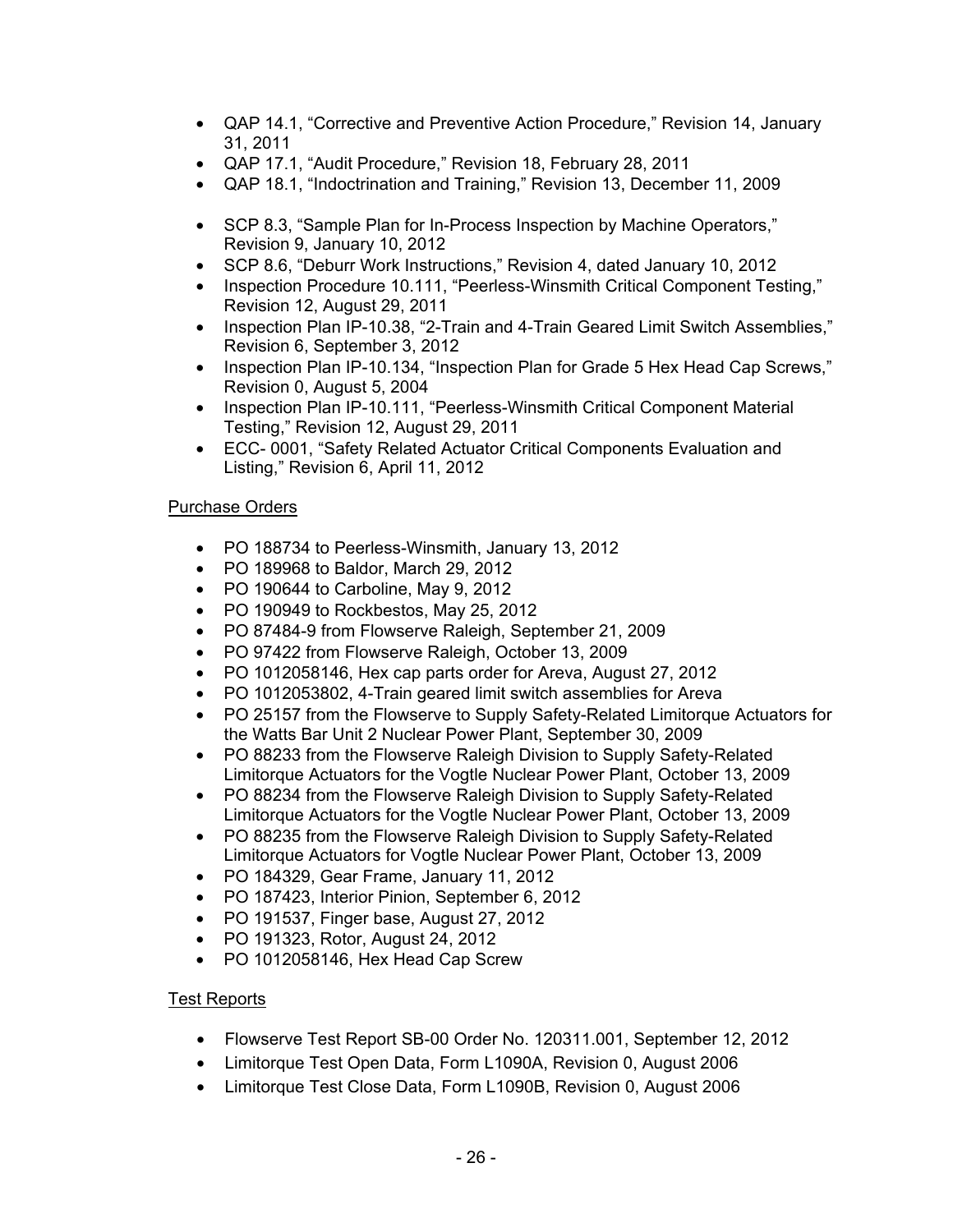- QAP 14.1, "Corrective and Preventive Action Procedure," Revision 14, January 31, 2011
- QAP 17.1, "Audit Procedure," Revision 18, February 28, 2011
- QAP 18.1, "Indoctrination and Training," Revision 13, December 11, 2009

- SCP 8.3, "Sample Plan for In-Process Inspection by Machine Operators," Revision 9, January 10, 2012
- SCP 8.6, "Deburr Work Instructions," Revision 4, dated January 10, 2012
- Inspection Procedure 10.111, "Peerless-Winsmith Critical Component Testing," Revision 12, August 29, 2011
- Inspection Plan IP-10.38, "2-Train and 4-Train Geared Limit Switch Assemblies," Revision 6, September 3, 2012
- Inspection Plan IP-10.134, "Inspection Plan for Grade 5 Hex Head Cap Screws," Revision 0, August 5, 2004
- Inspection Plan IP-10.111, "Peerless-Winsmith Critical Component Material Testing," Revision 12, August 29, 2011
- ECC- 0001, "Safety Related Actuator Critical Components Evaluation and Listing," Revision 6, April 11, 2012

Purchase Orders

- PO 188734 to Peerless-Winsmith, January 13, 2012
- PO 189968 to Baldor, March 29, 2012
- PO 190644 to Carboline, May 9, 2012
- PO 190949 to Rockbestos, May 25, 2012
- PO 87484-9 from Flowserve Raleigh, September 21, 2009
- PO 97422 from Flowserve Raleigh, October 13, 2009
- PO 1012058146, Hex cap parts order for Areva, August 27, 2012
- PO 1012053802, 4-Train geared limit switch assemblies for Areva
- PO 25157 from the Flowserve to Supply Safety-Related Limitorque Actuators for the Watts Bar Unit 2 Nuclear Power Plant, September 30, 2009
- PO 88233 from the Flowserve Raleigh Division to Supply Safety-Related Limitorque Actuators for the Vogtle Nuclear Power Plant, October 13, 2009
- PO 88234 from the Flowserve Raleigh Division to Supply Safety-Related Limitorque Actuators for the Vogtle Nuclear Power Plant, October 13, 2009
- PO 88235 from the Flowserve Raleigh Division to Supply Safety-Related Limitorque Actuators for Vogtle Nuclear Power Plant, October 13, 2009
- PO 184329, Gear Frame, January 11, 2012
- PO 187423, Interior Pinion, September 6, 2012
- PO 191537, Finger base, August 27, 2012
- PO 191323, Rotor, August 24, 2012
- PO 1012058146, Hex Head Cap Screw

Test Reports

- Flowserve Test Report SB-00 Order No. 120311.001, September 12, 2012
- Limitorque Test Open Data, Form L1090A, Revision 0, August 2006
- Limitorque Test Close Data, Form L1090B, Revision 0, August 2006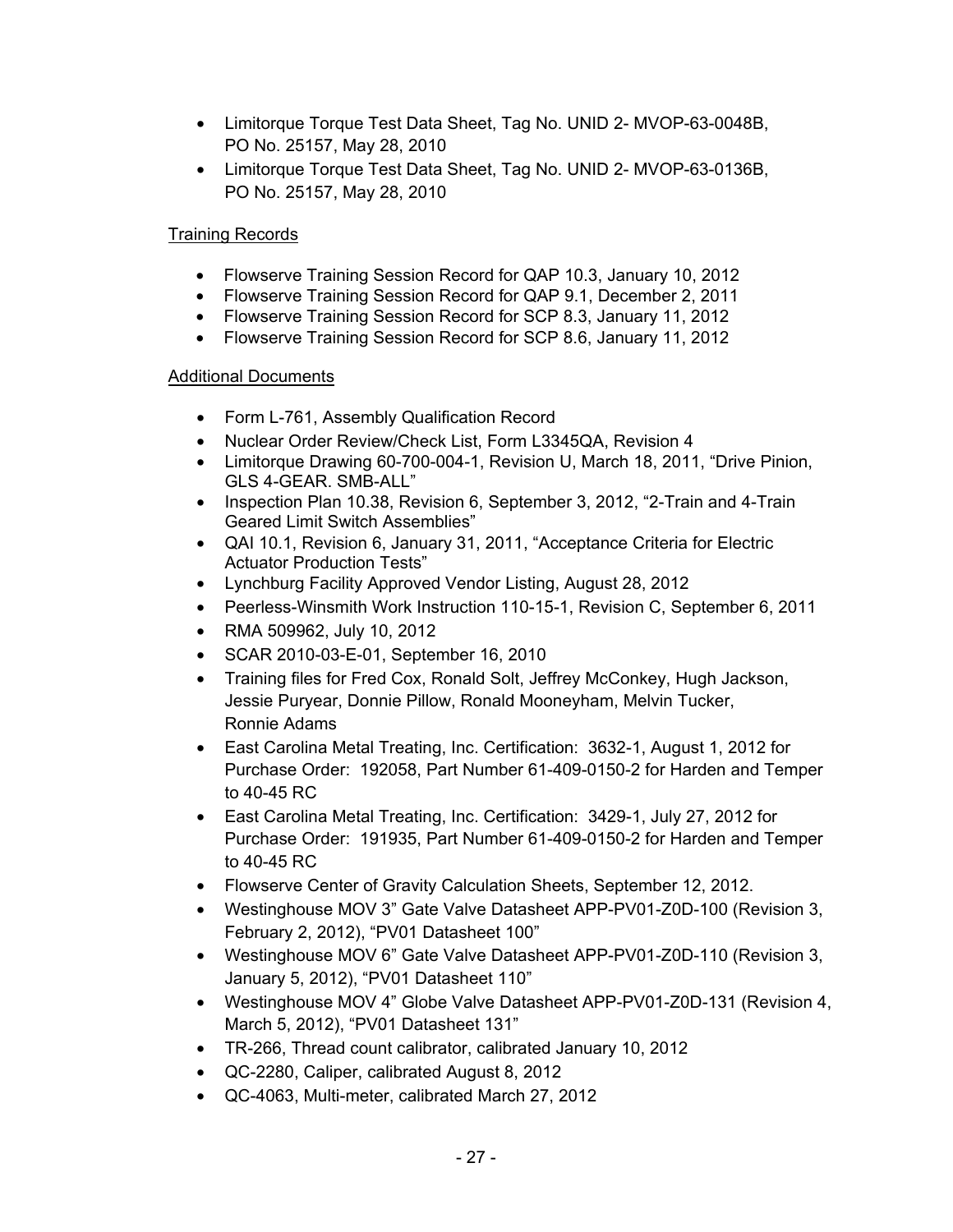- Limitorque Torque Test Data Sheet, Tag No. UNID 2- MVOP-63-0048B, PO No. 25157, May 28, 2010
- Limitorque Torque Test Data Sheet, Tag No. UNID 2- MVOP-63-0136B, PO No. 25157, May 28, 2010

Training Records

- Flowserve Training Session Record for QAP 10.3, January 10, 2012
- Flowserve Training Session Record for QAP 9.1, December 2, 2011
- Flowserve Training Session Record for SCP 8.3, January 11, 2012
- Flowserve Training Session Record for SCP 8.6, January 11, 2012

Additional Documents

- Form L-761, Assembly Qualification Record
- Nuclear Order Review/Check List, Form L3345QA, Revision 4
- Limitorque Drawing 60-700-004-1, Revision U, March 18, 2011, "Drive Pinion, GLS 4-GEAR. SMB-ALL"
- Inspection Plan 10.38, Revision 6, September 3, 2012, "2-Train and 4-Train Geared Limit Switch Assemblies"
- QAI 10.1, Revision 6, January 31, 2011, "Acceptance Criteria for Electric Actuator Production Tests"
- Lynchburg Facility Approved Vendor Listing, August 28, 2012
- Peerless-Winsmith Work Instruction 110-15-1, Revision C, September 6, 2011
- RMA 509962, July 10, 2012
- SCAR 2010-03-E-01, September 16, 2010
- Training files for Fred Cox, Ronald Solt, Jeffrey McConkey, Hugh Jackson, Jessie Puryear, Donnie Pillow, Ronald Mooneyham, Melvin Tucker, Ronnie Adams
- East Carolina Metal Treating, Inc. Certification: 3632-1, August 1, 2012 for Purchase Order: 192058, Part Number 61-409-0150-2 for Harden and Temper to 40-45 RC
- East Carolina Metal Treating, Inc. Certification: 3429-1, July 27, 2012 for Purchase Order: 191935, Part Number 61-409-0150-2 for Harden and Temper to 40-45 RC
- Flowserve Center of Gravity Calculation Sheets, September 12, 2012.
- Westinghouse MOV 3" Gate Valve Datasheet APP-PV01-Z0D-100 (Revision 3, February 2, 2012), "PV01 Datasheet 100"
- Westinghouse MOV 6" Gate Valve Datasheet APP-PV01-Z0D-110 (Revision 3, January 5, 2012), "PV01 Datasheet 110"
- Westinghouse MOV 4" Globe Valve Datasheet APP-PV01-Z0D-131 (Revision 4, March 5, 2012), "PV01 Datasheet 131"
- TR-266, Thread count calibrator, calibrated January 10, 2012
- QC-2280, Caliper, calibrated August 8, 2012
- QC-4063, Multi-meter, calibrated March 27, 2012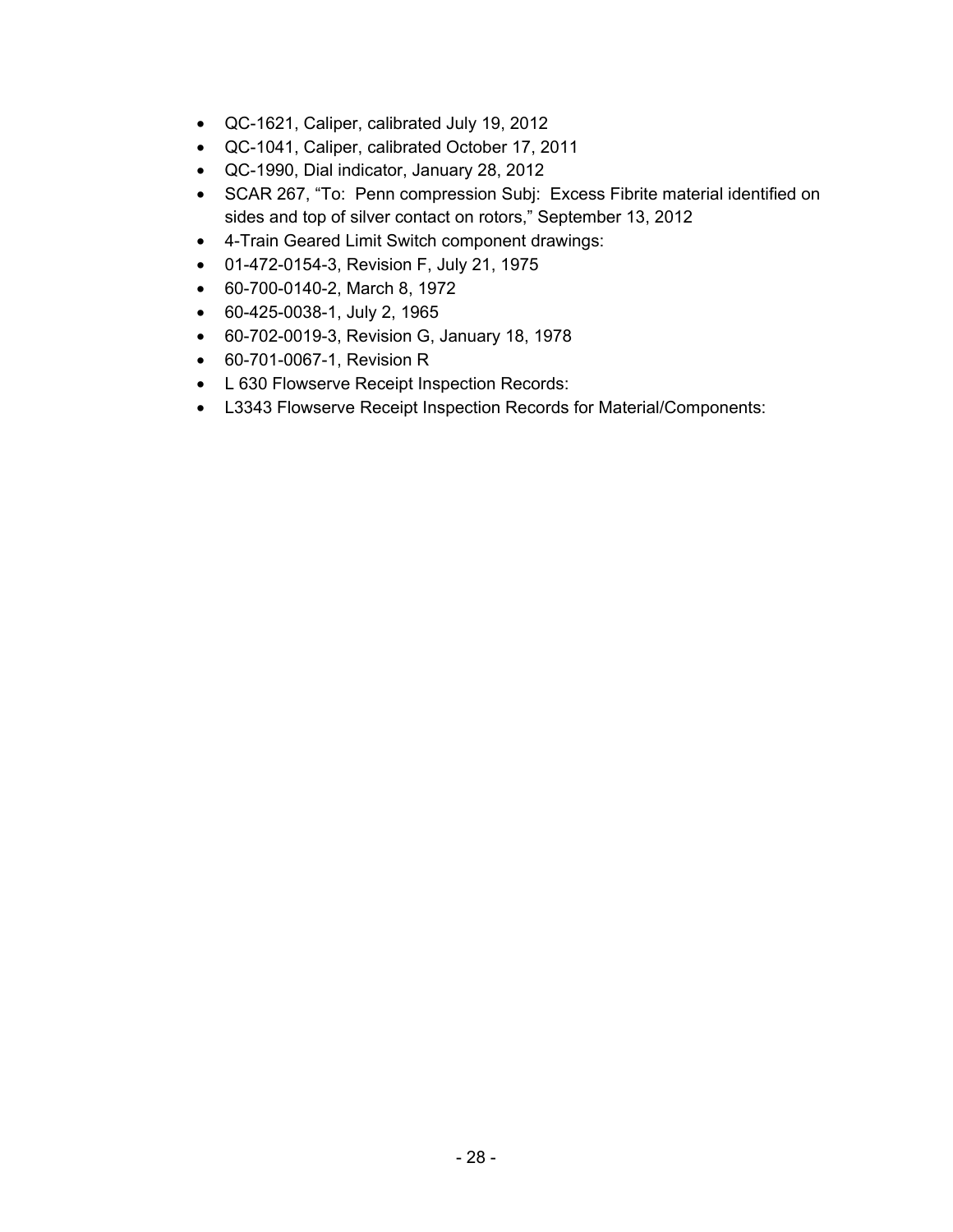- QC-1621, Caliper, calibrated July 19, 2012
- QC-1041, Caliper, calibrated October 17, 2011
- QC-1990, Dial indicator, January 28, 2012
- SCAR 267, "To: Penn compression Subj: Excess Fibrite material identified on sides and top of silver contact on rotors," September 13, 2012
- 4-Train Geared Limit Switch component drawings:
- 01-472-0154-3, Revision F, July 21, 1975
- 60-700-0140-2, March 8, 1972
- 60-425-0038-1, July 2, 1965
- 60-702-0019-3, Revision G, January 18, 1978
- 60-701-0067-1, Revision R
- L 630 Flowserve Receipt Inspection Records:
- L3343 Flowserve Receipt Inspection Records for Material/Components: